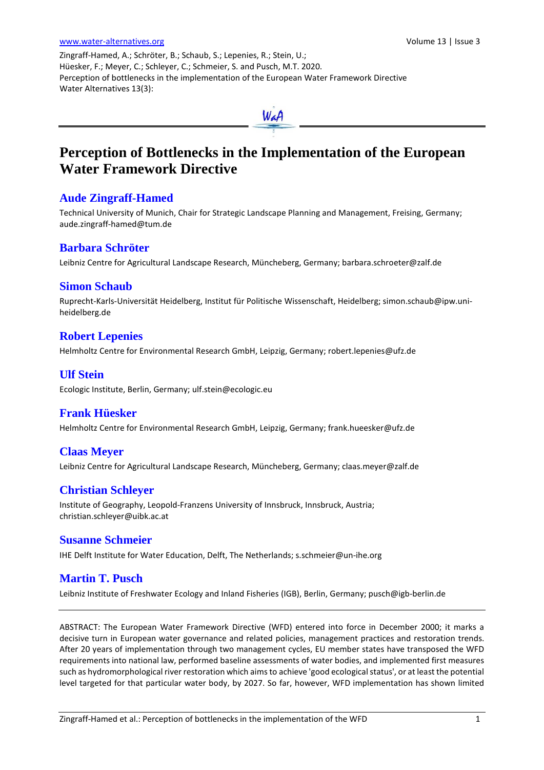Zingraff-Hamed, A.; Schröter, B.; Schaub, S.; Lepenies, R.; Stein, U.; Hüesker, F.; Meyer, C.; Schleyer, C.; Schmeier, S. and Pusch, M.T. 2020. Perception of bottlenecks in the implementation of the European Water Framework Directive Water Alternatives 13(3):

# Perception of Bottlenecks in the Implementation of the European Water Framework Directive

## Aude Zingraff-Hamed

Technical University of Munich, Chair for Strategic Landscape Planning and Management, Freising, Germany; aude.zingraff-hamed@tum.de

## Barbara Schröter

Leibniz Centre for Agricultural Landscape Research, Müncheberg, Germany; barbara.schroeter@zalf.de

## Simon Schaub

Ruprecht-Karls-Universität Heidelberg, Institut für Politische Wissenschaft, Heidelberg; simon.schaub@ipw.uni-heidelberg.de

## Robert Lepenies

Helmholtz Centre for Environmental Research GmbH, Leipzig, Germany; robert.lepenies@ufz.de

## Ulf Stein

Ecologic Institute, Berlin, Germany; ulf.stein@ecologic.eu

## Frank Hüesker

Helmholtz Centre for Environmental Research GmbH, Leipzig, Germany; frank.hueesker@ufz.de

## Claas Meyer

Leibniz Centre for Agricultural Landscape Research, Müncheberg, Germany; claas.meyer@zalf.de

## Christian Schleyer

Institute of Geography, Leopold-Franzens University of Innsbruck, Innsbruck, Austria; christian.schleyer@uibk.ac.at

## Susanne Schmeier

IHE Delft Institute for Water Education, Delft, The Netherlands; s.schmeier@un-ihe.org

## Martin T. Pusch

Leibniz Institute of Freshwater Ecology and Inland Fisheries (IGB), Berlin, Germany; pusch@igb-berlin.de

ABSTRACT: The European Water Framework Directive (WFD) entered into force in December 2000; it marks a decisive turn in European water governance and related policies, management practices and restoration trends. After 20 years of implementation through two management cycles, EU member states have transposed the WFD requirements into national law, performed baseline assessments of water bodies, and implemented first measures such as hydromorphological river restoration which aims to achieve 'good ecological status', or at least the potential level targeted for that particular water body, by 2027. So far, however, WFD implementation has shown limited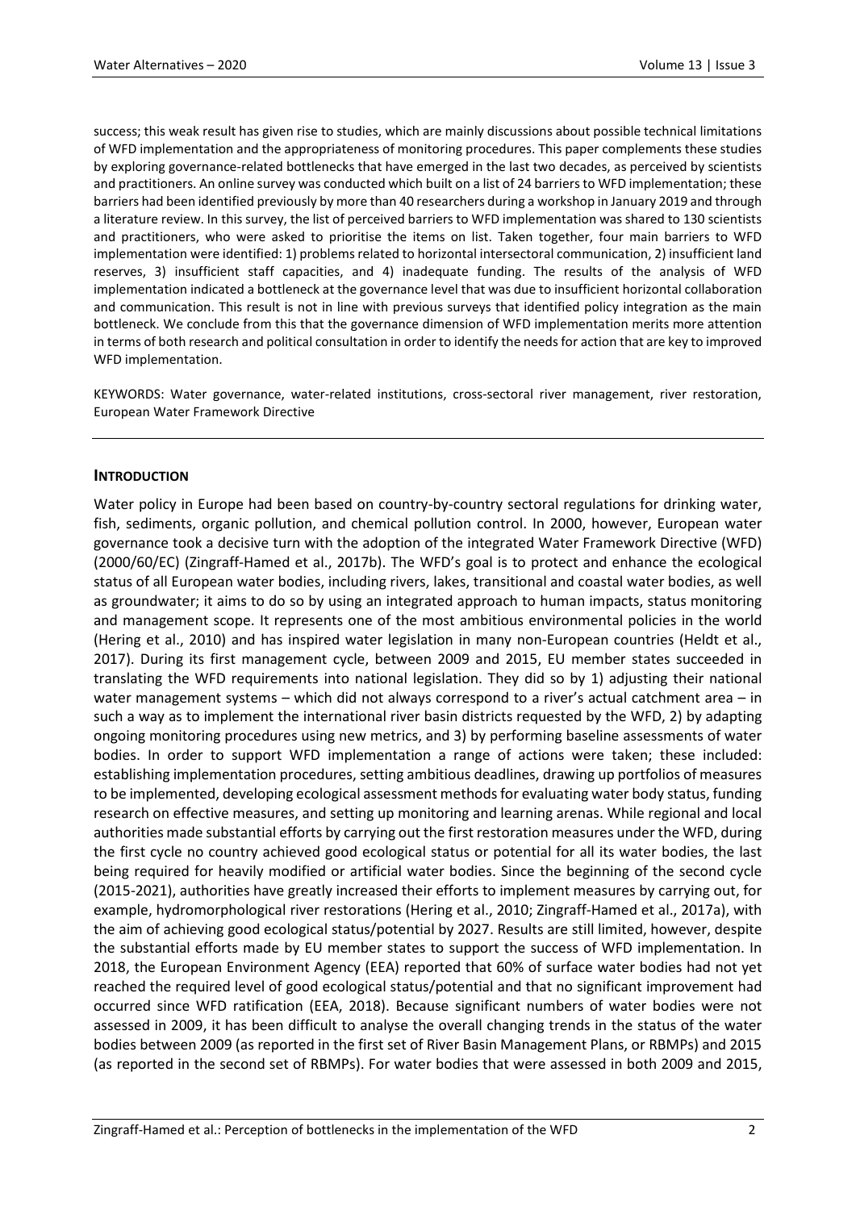success; this weak result has given rise to studies, which are mainly discussions about possible technical limitations of WFD implementation and the appropriateness of monitoring procedures. This paper complements these studies by exploring governance-related bottlenecks that have emerged in the last two decades, as perceived by scientists and practitioners. An online survey was conducted which built on a list of 24 barriers to WFD implementation; these barriers had been identified previously by more than 40 researchers during a workshop in January 2019 and through a literature review. In this survey, the list of perceived barriers to WFD implementation was shared to 130 scientists and practitioners, who were asked to prioritise the items on list. Taken together, four main barriers to WFD implementation were identified: 1) problems related to horizontal intersectoral communication, 2) insufficient land reserves, 3) insufficient staff capacities, and 4) inadequate funding. The results of the analysis of WFD implementation indicated a bottleneck at the governance level that was due to insufficient horizontal collaboration and communication. This result is not in line with previous surveys that identified policy integration as the main bottleneck. We conclude from this that the governance dimension of WFD implementation merits more attention in terms of both research and political consultation in order to identify the needs for action that are key to improved WFD implementation.

KEYWORDS: Water governance, water-related institutions, cross-sectoral river management, river restoration, European Water Framework Directive

## INTRODUCTION

Water policy in Europe had been based on country-by-country sectoral regulations for drinking water, fish, sediments, organic pollution, and chemical pollution control. In 2000, however, European water governance took a decisive turn with the adoption of the integrated Water Framework Directive (WFD) (2000/60/EC) (Zingraff-Hamed et al., 2017b). The WFD's goal is to protect and enhance the ecological status of all European water bodies, including rivers, lakes, transitional and coastal water bodies, as well as groundwater; it aims to do so by using an integrated approach to human impacts, status monitoring and management scope. It represents one of the most ambitious environmental policies in the world (Hering et al., 2010) and has inspired water legislation in many non-European countries (Heldt et al., 2017). During its first management cycle, between 2009 and 2015, EU member states succeeded in translating the WFD requirements into national legislation. They did so by 1) adjusting their national water management systems – which did not always correspond to a river's actual catchment area – in such a way as to implement the international river basin districts requested by the WFD, 2) by adapting ongoing monitoring procedures using new metrics, and 3) by performing baseline assessments of water bodies. In order to support WFD implementation a range of actions were taken; these included: establishing implementation procedures, setting ambitious deadlines, drawing up portfolios of measures to be implemented, developing ecological assessment methods for evaluating water body status, funding research on effective measures, and setting up monitoring and learning arenas. While regional and local authorities made substantial efforts by carrying out the first restoration measures under the WFD, during the first cycle no country achieved good ecological status or potential for all its water bodies, the last being required for heavily modified or artificial water bodies. Since the beginning of the second cycle (2015-2021), authorities have greatly increased their efforts to implement measures by carrying out, for example, hydromorphological river restorations (Hering et al., 2010; Zingraff-Hamed et al., 2017a), with the aim of achieving good ecological status/potential by 2027. Results are still limited, however, despite the substantial efforts made by EU member states to support the success of WFD implementation. In 2018, the European Environment Agency (EEA) reported that 60% of surface water bodies had not yet reached the required level of good ecological status/potential and that no significant improvement had occurred since WFD ratification (EEA, 2018). Because significant numbers of water bodies were not assessed in 2009, it has been difficult to analyse the overall changing trends in the status of the water bodies between 2009 (as reported in the first set of River Basin Management Plans, or RBMPs) and 2015 (as reported in the second set of RBMPs). For water bodies that were assessed in both 2009 and 2015,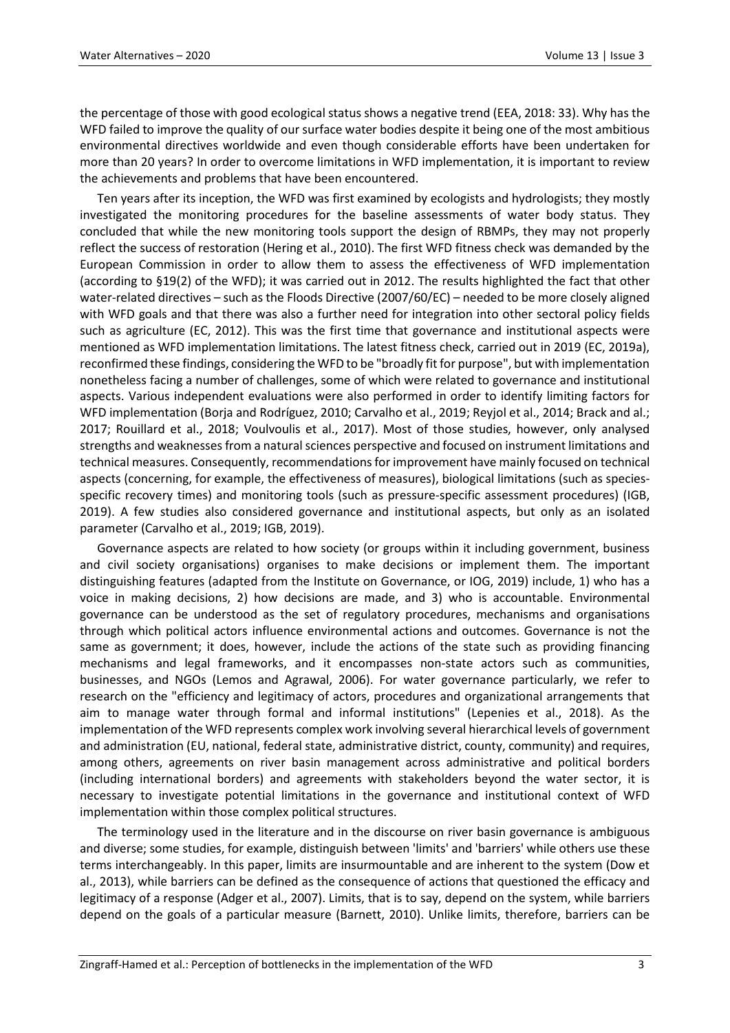the percentage of those with good ecological status shows a negative trend (EEA, 2018: 33). Why has the WFD failed to improve the quality of our surface water bodies despite it being one of the most ambitious environmental directives worldwide and even though considerable efforts have been undertaken for more than 20 years? In order to overcome limitations in WFD implementation, it is important to review the achievements and problems that have been encountered.

Ten years after its inception, the WFD was first examined by ecologists and hydrologists; they mostly investigated the monitoring procedures for the baseline assessments of water body status. They concluded that while the new monitoring tools support the design of RBMPs, they may not properly reflect the success of restoration (Hering et al., 2010). The first WFD fitness check was demanded by the European Commission in order to allow them to assess the effectiveness of WFD implementation (according to §19(2) of the WFD); it was carried out in 2012. The results highlighted the fact that other water-related directives – such as the Floods Directive (2007/60/EC) – needed to be more closely aligned with WFD goals and that there was also a further need for integration into other sectoral policy fields such as agriculture (EC, 2012). This was the first time that governance and institutional aspects were mentioned as WFD implementation limitations. The latest fitness check, carried out in 2019 (EC, 2019a), reconfirmed these findings, considering the WFD to be "broadly fit for purpose", but with implementation nonetheless facing a number of challenges, some of which were related to governance and institutional aspects. Various independent evaluations were also performed in order to identify limiting factors for WFD implementation (Borja and Rodríguez, 2010; Carvalho et al., 2019; Reyjol et al., 2014; Brack and al.; 2017; Rouillard et al., 2018; Voulvoulis et al., 2017). Most of those studies, however, only analysed strengths and weaknesses from a natural sciences perspective and focused on instrument limitations and technical measures. Consequently, recommendations for improvement have mainly focused on technical aspects (concerning, for example, the effectiveness of measures), biological limitations (such as species-specific recovery times) and monitoring tools (such as pressure-specific assessment procedures) (IGB, 2019). A few studies also considered governance and institutional aspects, but only as an isolated parameter (Carvalho et al., 2019; IGB, 2019).

Governance aspects are related to how society (or groups within it including government, business and civil society organisations) organises to make decisions or implement them. The important distinguishing features (adapted from the Institute on Governance, or IOG, 2019) include, 1) who has a voice in making decisions, 2) how decisions are made, and 3) who is accountable. Environmental governance can be understood as the set of regulatory procedures, mechanisms and organisations through which political actors influence environmental actions and outcomes. Governance is not the same as government; it does, however, include the actions of the state such as providing financing mechanisms and legal frameworks, and it encompasses non-state actors such as communities, businesses, and NGOs (Lemos and Agrawal, 2006). For water governance particularly, we refer to research on the "efficiency and legitimacy of actors, procedures and organizational arrangements that aim to manage water through formal and informal institutions" (Lepenies et al., 2018). As the implementation of the WFD represents complex work involving several hierarchical levels of government and administration (EU, national, federal state, administrative district, county, community) and requires, among others, agreements on river basin management across administrative and political borders (including international borders) and agreements with stakeholders beyond the water sector, it is necessary to investigate potential limitations in the governance and institutional context of WFD implementation within those complex political structures.

The terminology used in the literature and in the discourse on river basin governance is ambiguous and diverse; some studies, for example, distinguish between 'limits' and 'barriers' while others use these terms interchangeably. In this paper, limits are insurmountable and are inherent to the system (Dow et al., 2013), while barriers can be defined as the consequence of actions that questioned the efficacy and legitimacy of a response (Adger et al., 2007). Limits, that is to say, depend on the system, while barriers depend on the goals of a particular measure (Barnett, 2010). Unlike limits, therefore, barriers can be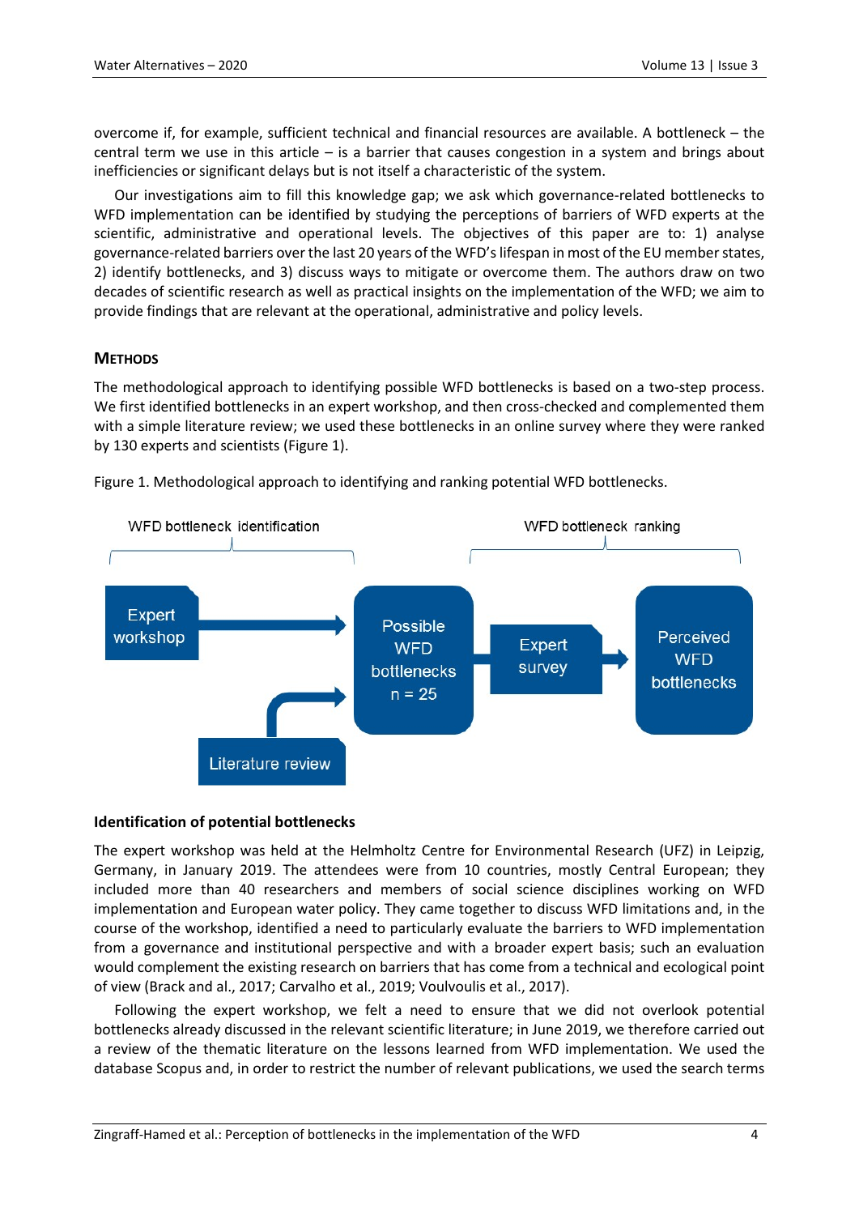overcome if, for example, sufficient technical and financial resources are available. A bottleneck – the central term we use in this article – is a barrier that causes congestion in a system and brings about inefficiencies or significant delays but is not itself a characteristic of the system.

Our investigations aim to fill this knowledge gap; we ask which governance-related bottlenecks to WFD implementation can be identified by studying the perceptions of barriers of WFD experts at the scientific, administrative and operational levels. The objectives of this paper are to: 1) analyse governance-related barriers over the last 20 years of the WFD's lifespan in most of the EU member states, 2) identify bottlenecks, and 3) discuss ways to mitigate or overcome them. The authors draw on two decades of scientific research as well as practical insights on the implementation of the WFD; we aim to provide findings that are relevant at the operational, administrative and policy levels.

## METHODS

The methodological approach to identifying possible WFD bottlenecks is based on a two-step process. We first identified bottlenecks in an expert workshop, and then cross-checked and complemented them with a simple literature review; we used these bottlenecks in an online survey where they were ranked by 130 experts and scientists (Figure 1).

Figure 1. Methodological approach to identifying and ranking potential WFD bottlenecks.

WFD bottleneck identification: Expert workshop → Possible WFD bottlenecks n = 25 ← Literature review

WFD bottleneck ranking: Possible WFD bottlenecks → Expert survey → Perceived WFD bottlenecks

### Identification of potential bottlenecks

The expert workshop was held at the Helmholtz Centre for Environmental Research (UFZ) in Leipzig, Germany, in January 2019. The attendees were from 10 countries, mostly Central European; they included more than 40 researchers and members of social science disciplines working on WFD implementation and European water policy. They came together to discuss WFD limitations and, in the course of the workshop, identified a need to particularly evaluate the barriers to WFD implementation from a governance and institutional perspective and with a broader expert basis; such an evaluation would complement the existing research on barriers that has come from a technical and ecological point of view (Brack and al., 2017; Carvalho et al., 2019; Voulvoulis et al., 2017).

Following the expert workshop, we felt a need to ensure that we did not overlook potential bottlenecks already discussed in the relevant scientific literature; in June 2019, we therefore carried out a review of the thematic literature on the lessons learned from WFD implementation. We used the database Scopus and, in order to restrict the number of relevant publications, we used the search terms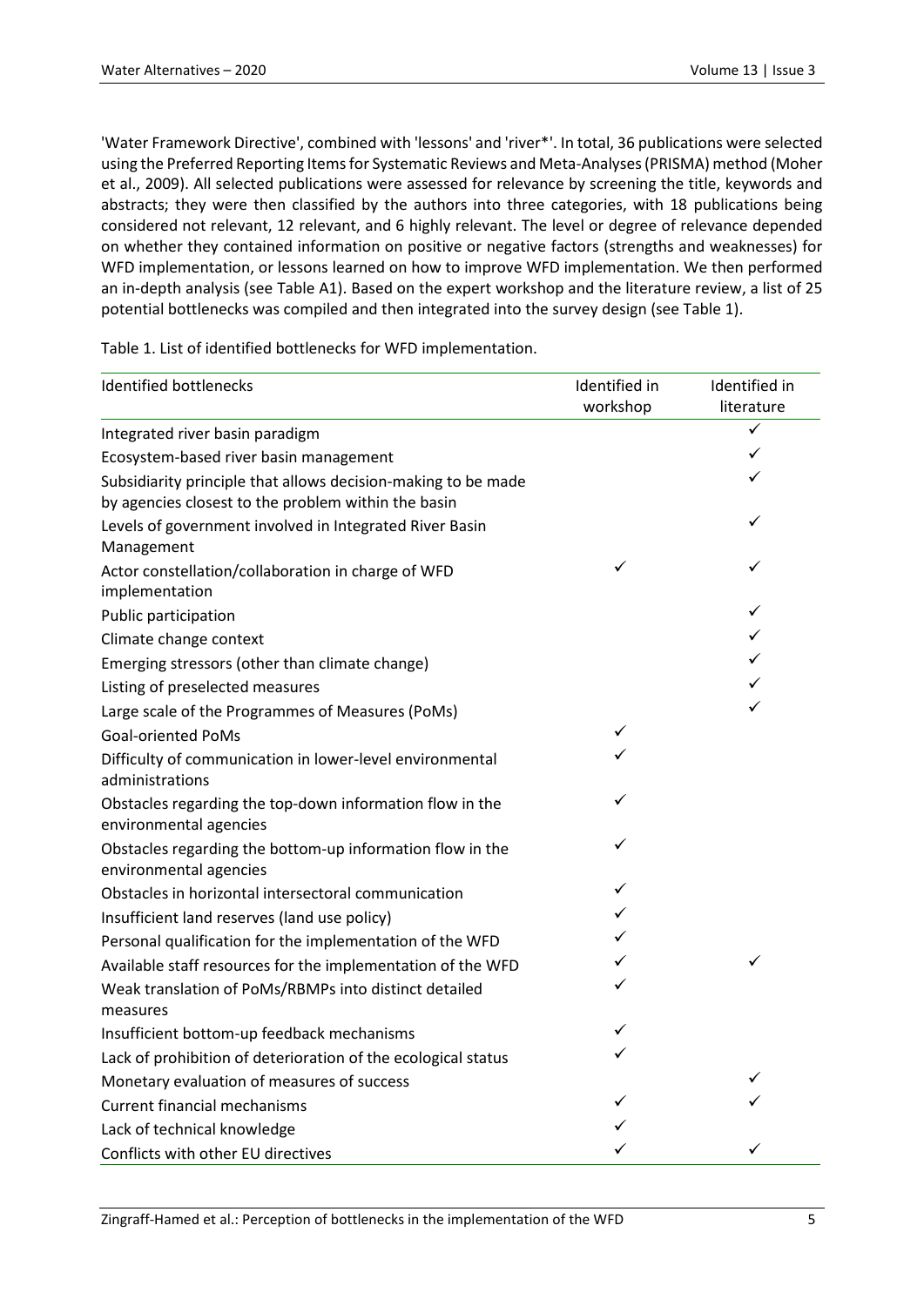'Water Framework Directive', combined with 'lessons' and 'river*'. In total, 36 publications were selected using the Preferred Reporting Items for Systematic Reviews and Meta-Analyses (PRISMA) method (Moher et al., 2009). All selected publications were assessed for relevance by screening the title, keywords and abstracts; they were then classified by the authors into three categories, with 18 publications being considered not relevant, 12 relevant, and 6 highly relevant. The level or degree of relevance depended on whether they contained information on positive or negative factors (strengths and weaknesses) for WFD implementation, or lessons learned on how to improve WFD implementation. We then performed an in-depth analysis (see Table A1). Based on the expert workshop and the literature review, a list of 25 potential bottlenecks was compiled and then integrated into the survey design (see Table 1).

Table 1. List of identified bottlenecks for WFD implementation.

| Identified bottlenecks | Identified in workshop | Identified in literature |
|---|---|---|
| Integrated river basin paradigm | | ✓ |
| Ecosystem-based river basin management | | ✓ |
| Subsidiarity principle that allows decision-making to be made by agencies closest to the problem within the basin | | ✓ |
| Levels of government involved in Integrated River Basin Management | | ✓ |
| Actor constellation/collaboration in charge of WFD implementation | ✓ | ✓ |
| Public participation | | ✓ |
| Climate change context | | ✓ |
| Emerging stressors (other than climate change) | | ✓ |
| Listing of preselected measures | | ✓ |
| Large scale of the Programmes of Measures (PoMs) | | ✓ |
| Goal-oriented PoMs | ✓ | |
| Difficulty of communication in lower-level environmental administrations | ✓ | |
| Obstacles regarding the top-down information flow in the environmental agencies | ✓ | |
| Obstacles regarding the bottom-up information flow in the environmental agencies | ✓ | |
| Obstacles in horizontal intersectoral communication | ✓ | |
| Insufficient land reserves (land use policy) | ✓ | |
| Personal qualification for the implementation of the WFD | ✓ | |
| Available staff resources for the implementation of the WFD | ✓ | ✓ |
| Weak translation of PoMs/RBMPs into distinct detailed measures | ✓ | |
| Insufficient bottom-up feedback mechanisms | ✓ | |
| Lack of prohibition of deterioration of the ecological status | ✓ | |
| Monetary evaluation of measures of success | | ✓ |
| Current financial mechanisms | ✓ | ✓ |
| Lack of technical knowledge | ✓ | |
| Conflicts with other EU directives | ✓ | ✓ |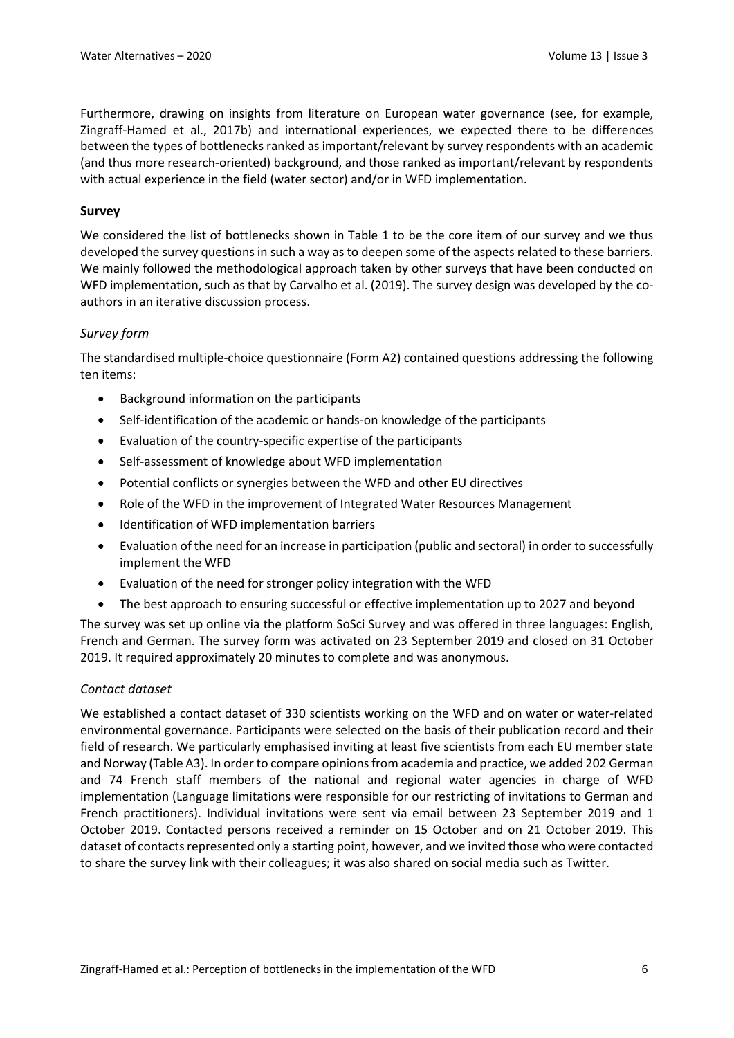Furthermore, drawing on insights from literature on European water governance (see, for example, Zingraff-Hamed et al., 2017b) and international experiences, we expected there to be differences between the types of bottlenecks ranked as important/relevant by survey respondents with an academic (and thus more research-oriented) background, and those ranked as important/relevant by respondents with actual experience in the field (water sector) and/or in WFD implementation.

### Survey

We considered the list of bottlenecks shown in Table 1 to be the core item of our survey and we thus developed the survey questions in such a way as to deepen some of the aspects related to these barriers. We mainly followed the methodological approach taken by other surveys that have been conducted on WFD implementation, such as that by Carvalho et al. (2019). The survey design was developed by the co-authors in an iterative discussion process.

#### *Survey form*

The standardised multiple-choice questionnaire (Form A2) contained questions addressing the following ten items:

- Background information on the participants
- Self-identification of the academic or hands-on knowledge of the participants
- Evaluation of the country-specific expertise of the participants
- Self-assessment of knowledge about WFD implementation
- Potential conflicts or synergies between the WFD and other EU directives
- Role of the WFD in the improvement of Integrated Water Resources Management
- Identification of WFD implementation barriers
- Evaluation of the need for an increase in participation (public and sectoral) in order to successfully implement the WFD
- Evaluation of the need for stronger policy integration with the WFD
- The best approach to ensuring successful or effective implementation up to 2027 and beyond

The survey was set up online via the platform SoSci Survey and was offered in three languages: English, French and German. The survey form was activated on 23 September 2019 and closed on 31 October 2019. It required approximately 20 minutes to complete and was anonymous.

#### *Contact dataset*

We established a contact dataset of 330 scientists working on the WFD and on water or water-related environmental governance. Participants were selected on the basis of their publication record and their field of research. We particularly emphasised inviting at least five scientists from each EU member state and Norway (Table A3). In order to compare opinions from academia and practice, we added 202 German and 74 French staff members of the national and regional water agencies in charge of WFD implementation (Language limitations were responsible for our restricting of invitations to German and French practitioners). Individual invitations were sent via email between 23 September 2019 and 1 October 2019. Contacted persons received a reminder on 15 October and on 21 October 2019. This dataset of contacts represented only a starting point, however, and we invited those who were contacted to share the survey link with their colleagues; it was also shared on social media such as Twitter.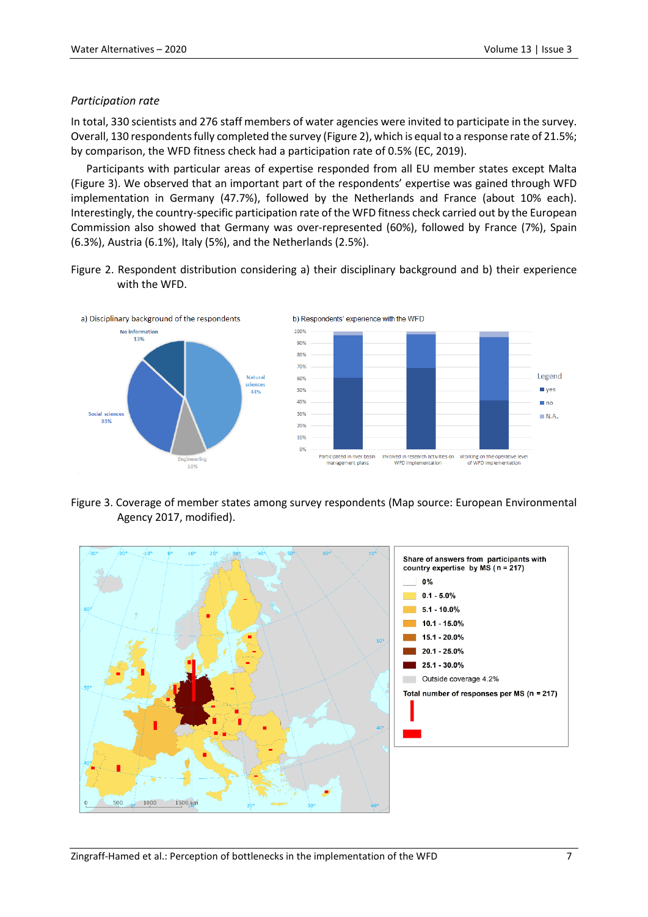*Participation rate*

In total, 330 scientists and 276 staff members of water agencies were invited to participate in the survey. Overall, 130 respondents fully completed the survey (Figure 2), which is equal to a response rate of 21.5%; by comparison, the WFD fitness check had a participation rate of 0.5% (EC, 2019).

Participants with particular areas of expertise responded from all EU member states except Malta (Figure 3). We observed that an important part of the respondents' expertise was gained through WFD implementation in Germany (47.7%), followed by the Netherlands and France (about 10% each). Interestingly, the country-specific participation rate of the WFD fitness check carried out by the European Commission also showed that Germany was over-represented (60%), followed by France (7%), Spain (6.3%), Austria (6.1%), Italy (5%), and the Netherlands (2.5%).

Figure 2. Respondent distribution considering a) their disciplinary background and b) their experience with the WFD.

Figure 3. Coverage of member states among survey respondents (Map source: European Environmental Agency 2017, modified).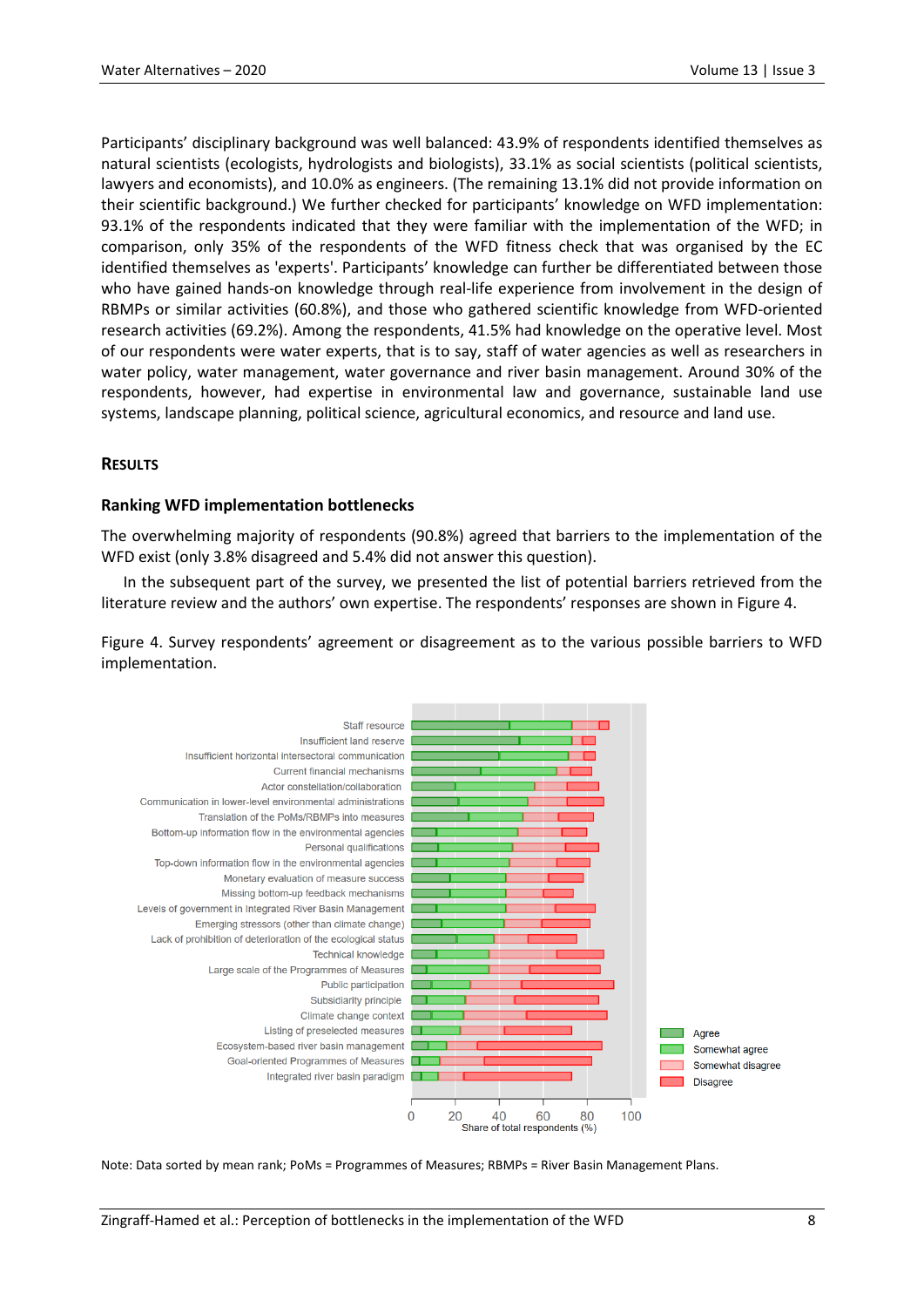Participants' disciplinary background was well balanced: 43.9% of respondents identified themselves as natural scientists (ecologists, hydrologists and biologists), 33.1% as social scientists (political scientists, lawyers and economists), and 10.0% as engineers. (The remaining 13.1% did not provide information on their scientific background.) We further checked for participants' knowledge on WFD implementation: 93.1% of the respondents indicated that they were familiar with the implementation of the WFD; in comparison, only 35% of the respondents of the WFD fitness check that was organised by the EC identified themselves as 'experts'. Participants' knowledge can further be differentiated between those who have gained hands-on knowledge through real-life experience from involvement in the design of RBMPs or similar activities (60.8%), and those who gathered scientific knowledge from WFD-oriented research activities (69.2%). Among the respondents, 41.5% had knowledge on the operative level. Most of our respondents were water experts, that is to say, staff of water agencies as well as researchers in water policy, water management, water governance and river basin management. Around 30% of the respondents, however, had expertise in environmental law and governance, sustainable land use systems, landscape planning, political science, agricultural economics, and resource and land use.

## RESULTS

### Ranking WFD implementation bottlenecks

The overwhelming majority of respondents (90.8%) agreed that barriers to the implementation of the WFD exist (only 3.8% disagreed and 5.4% did not answer this question).

In the subsequent part of the survey, we presented the list of potential barriers retrieved from the literature review and the authors' own expertise. The respondents' responses are shown in Figure 4.

Figure 4. Survey respondents' agreement or disagreement as to the various possible barriers to WFD implementation.

Note: Data sorted by mean rank; PoMs = Programmes of Measures; RBMPs = River Basin Management Plans.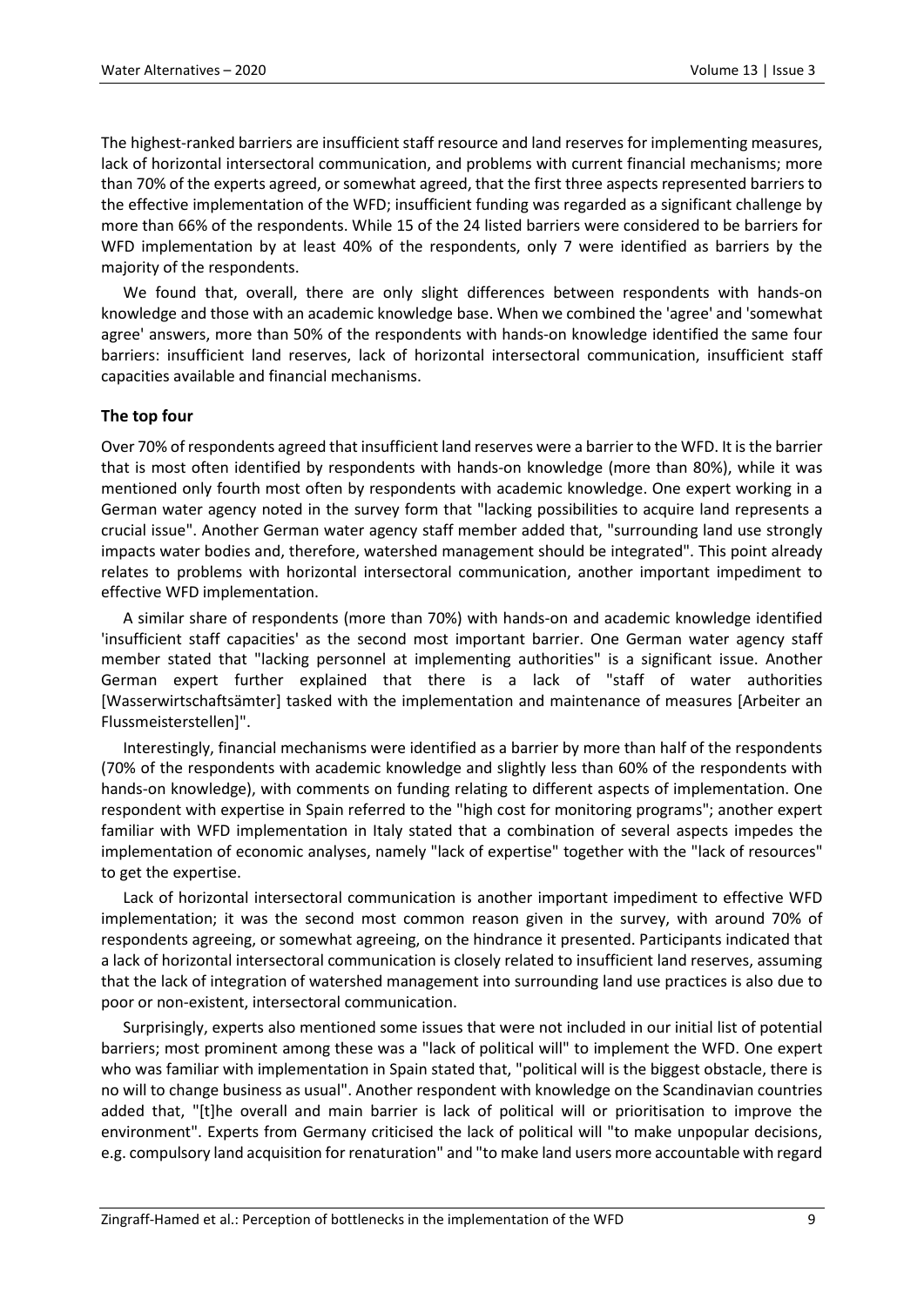The highest-ranked barriers are insufficient staff resource and land reserves for implementing measures, lack of horizontal intersectoral communication, and problems with current financial mechanisms; more than 70% of the experts agreed, or somewhat agreed, that the first three aspects represented barriers to the effective implementation of the WFD; insufficient funding was regarded as a significant challenge by more than 66% of the respondents. While 15 of the 24 listed barriers were considered to be barriers for WFD implementation by at least 40% of the respondents, only 7 were identified as barriers by the majority of the respondents.

We found that, overall, there are only slight differences between respondents with hands-on knowledge and those with an academic knowledge base. When we combined the 'agree' and 'somewhat agree' answers, more than 50% of the respondents with hands-on knowledge identified the same four barriers: insufficient land reserves, lack of horizontal intersectoral communication, insufficient staff capacities available and financial mechanisms.

### The top four

Over 70% of respondents agreed that insufficient land reserves were a barrier to the WFD. It is the barrier that is most often identified by respondents with hands-on knowledge (more than 80%), while it was mentioned only fourth most often by respondents with academic knowledge. One expert working in a German water agency noted in the survey form that "lacking possibilities to acquire land represents a crucial issue". Another German water agency staff member added that, "surrounding land use strongly impacts water bodies and, therefore, watershed management should be integrated". This point already relates to problems with horizontal intersectoral communication, another important impediment to effective WFD implementation.

A similar share of respondents (more than 70%) with hands-on and academic knowledge identified 'insufficient staff capacities' as the second most important barrier. One German water agency staff member stated that "lacking personnel at implementing authorities" is a significant issue. Another German expert further explained that there is a lack of "staff of water authorities [Wasserwirtschaftsämter] tasked with the implementation and maintenance of measures [Arbeiter an Flussmeisterstellen]".

Interestingly, financial mechanisms were identified as a barrier by more than half of the respondents (70% of the respondents with academic knowledge and slightly less than 60% of the respondents with hands-on knowledge), with comments on funding relating to different aspects of implementation. One respondent with expertise in Spain referred to the "high cost for monitoring programs"; another expert familiar with WFD implementation in Italy stated that a combination of several aspects impedes the implementation of economic analyses, namely "lack of expertise" together with the "lack of resources" to get the expertise.

Lack of horizontal intersectoral communication is another important impediment to effective WFD implementation; it was the second most common reason given in the survey, with around 70% of respondents agreeing, or somewhat agreeing, on the hindrance it presented. Participants indicated that a lack of horizontal intersectoral communication is closely related to insufficient land reserves, assuming that the lack of integration of watershed management into surrounding land use practices is also due to poor or non-existent, intersectoral communication.

Surprisingly, experts also mentioned some issues that were not included in our initial list of potential barriers; most prominent among these was a "lack of political will" to implement the WFD. One expert who was familiar with implementation in Spain stated that, "political will is the biggest obstacle, there is no will to change business as usual". Another respondent with knowledge on the Scandinavian countries added that, "[t]he overall and main barrier is lack of political will or prioritisation to improve the environment". Experts from Germany criticised the lack of political will "to make unpopular decisions, e.g. compulsory land acquisition for renaturation" and "to make land users more accountable with regard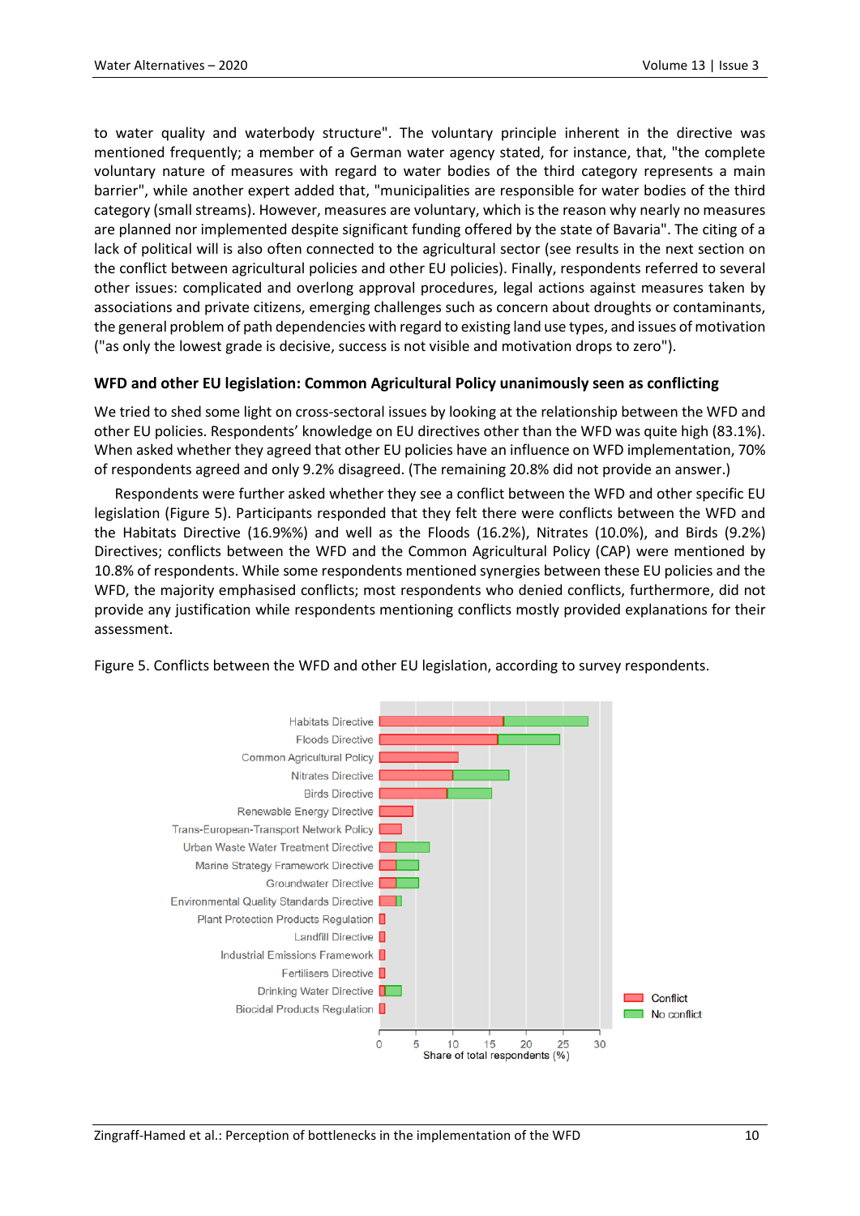to water quality and waterbody structure". The voluntary principle inherent in the directive was mentioned frequently; a member of a German water agency stated, for instance, that, "the complete voluntary nature of measures with regard to water bodies of the third category represents a main barrier", while another expert added that, "municipalities are responsible for water bodies of the third category (small streams). However, measures are voluntary, which is the reason why nearly no measures are planned nor implemented despite significant funding offered by the state of Bavaria". The citing of a lack of political will is also often connected to the agricultural sector (see results in the next section on the conflict between agricultural policies and other EU policies). Finally, respondents referred to several other issues: complicated and overlong approval procedures, legal actions against measures taken by associations and private citizens, emerging challenges such as concern about droughts or contaminants, the general problem of path dependencies with regard to existing land use types, and issues of motivation ("as only the lowest grade is decisive, success is not visible and motivation drops to zero").

### WFD and other EU legislation: Common Agricultural Policy unanimously seen as conflicting

We tried to shed some light on cross-sectoral issues by looking at the relationship between the WFD and other EU policies. Respondents' knowledge on EU directives other than the WFD was quite high (83.1%). When asked whether they agreed that other EU policies have an influence on WFD implementation, 70% of respondents agreed and only 9.2% disagreed. (The remaining 20.8% did not provide an answer.)

Respondents were further asked whether they see a conflict between the WFD and other specific EU legislation (Figure 5). Participants responded that they felt there were conflicts between the WFD and the Habitats Directive (16.9%%) and well as the Floods (16.2%), Nitrates (10.0%), and Birds (9.2%) Directives; conflicts between the WFD and the Common Agricultural Policy (CAP) were mentioned by 10.8% of respondents. While some respondents mentioned synergies between these EU policies and the WFD, the majority emphasised conflicts; most respondents who denied conflicts, furthermore, did not provide any justification while respondents mentioning conflicts mostly provided explanations for their assessment.

Figure 5. Conflicts between the WFD and other EU legislation, according to survey respondents.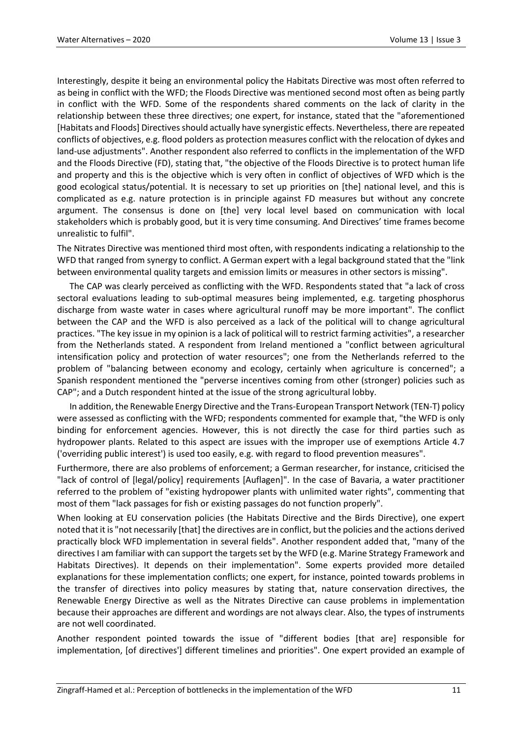Interestingly, despite it being an environmental policy the Habitats Directive was most often referred to as being in conflict with the WFD; the Floods Directive was mentioned second most often as being partly in conflict with the WFD. Some of the respondents shared comments on the lack of clarity in the relationship between these three directives; one expert, for instance, stated that the "aforementioned [Habitats and Floods] Directives should actually have synergistic effects. Nevertheless, there are repeated conflicts of objectives, e.g. flood polders as protection measures conflict with the relocation of dykes and land-use adjustments". Another respondent also referred to conflicts in the implementation of the WFD and the Floods Directive (FD), stating that, "the objective of the Floods Directive is to protect human life and property and this is the objective which is very often in conflict of objectives of WFD which is the good ecological status/potential. It is necessary to set up priorities on [the] national level, and this is complicated as e.g. nature protection is in principle against FD measures but without any concrete argument. The consensus is done on [the] very local level based on communication with local stakeholders which is probably good, but it is very time consuming. And Directives' time frames become unrealistic to fulfil".

The Nitrates Directive was mentioned third most often, with respondents indicating a relationship to the WFD that ranged from synergy to conflict. A German expert with a legal background stated that the "link between environmental quality targets and emission limits or measures in other sectors is missing".

The CAP was clearly perceived as conflicting with the WFD. Respondents stated that "a lack of cross sectoral evaluations leading to sub-optimal measures being implemented, e.g. targeting phosphorus discharge from waste water in cases where agricultural runoff may be more important". The conflict between the CAP and the WFD is also perceived as a lack of the political will to change agricultural practices. "The key issue in my opinion is a lack of political will to restrict farming activities", a researcher from the Netherlands stated. A respondent from Ireland mentioned a "conflict between agricultural intensification policy and protection of water resources"; one from the Netherlands referred to the problem of "balancing between economy and ecology, certainly when agriculture is concerned"; a Spanish respondent mentioned the "perverse incentives coming from other (stronger) policies such as CAP"; and a Dutch respondent hinted at the issue of the strong agricultural lobby.

In addition, the Renewable Energy Directive and the Trans-European Transport Network (TEN-T) policy were assessed as conflicting with the WFD; respondents commented for example that, "the WFD is only binding for enforcement agencies. However, this is not directly the case for third parties such as hydropower plants. Related to this aspect are issues with the improper use of exemptions Article 4.7 ('overriding public interest') is used too easily, e.g. with regard to flood prevention measures".

Furthermore, there are also problems of enforcement; a German researcher, for instance, criticised the "lack of control of [legal/policy] requirements [Auflagen]". In the case of Bavaria, a water practitioner referred to the problem of "existing hydropower plants with unlimited water rights", commenting that most of them "lack passages for fish or existing passages do not function properly".

When looking at EU conservation policies (the Habitats Directive and the Birds Directive), one expert noted that it is "not necessarily [that] the directives are in conflict, but the policies and the actions derived practically block WFD implementation in several fields". Another respondent added that, "many of the directives I am familiar with can support the targets set by the WFD (e.g. Marine Strategy Framework and Habitats Directives). It depends on their implementation". Some experts provided more detailed explanations for these implementation conflicts; one expert, for instance, pointed towards problems in the transfer of directives into policy measures by stating that, nature conservation directives, the Renewable Energy Directive as well as the Nitrates Directive can cause problems in implementation because their approaches are different and wordings are not always clear. Also, the types of instruments are not well coordinated.

Another respondent pointed towards the issue of "different bodies [that are] responsible for implementation, [of directives'] different timelines and priorities". One expert provided an example of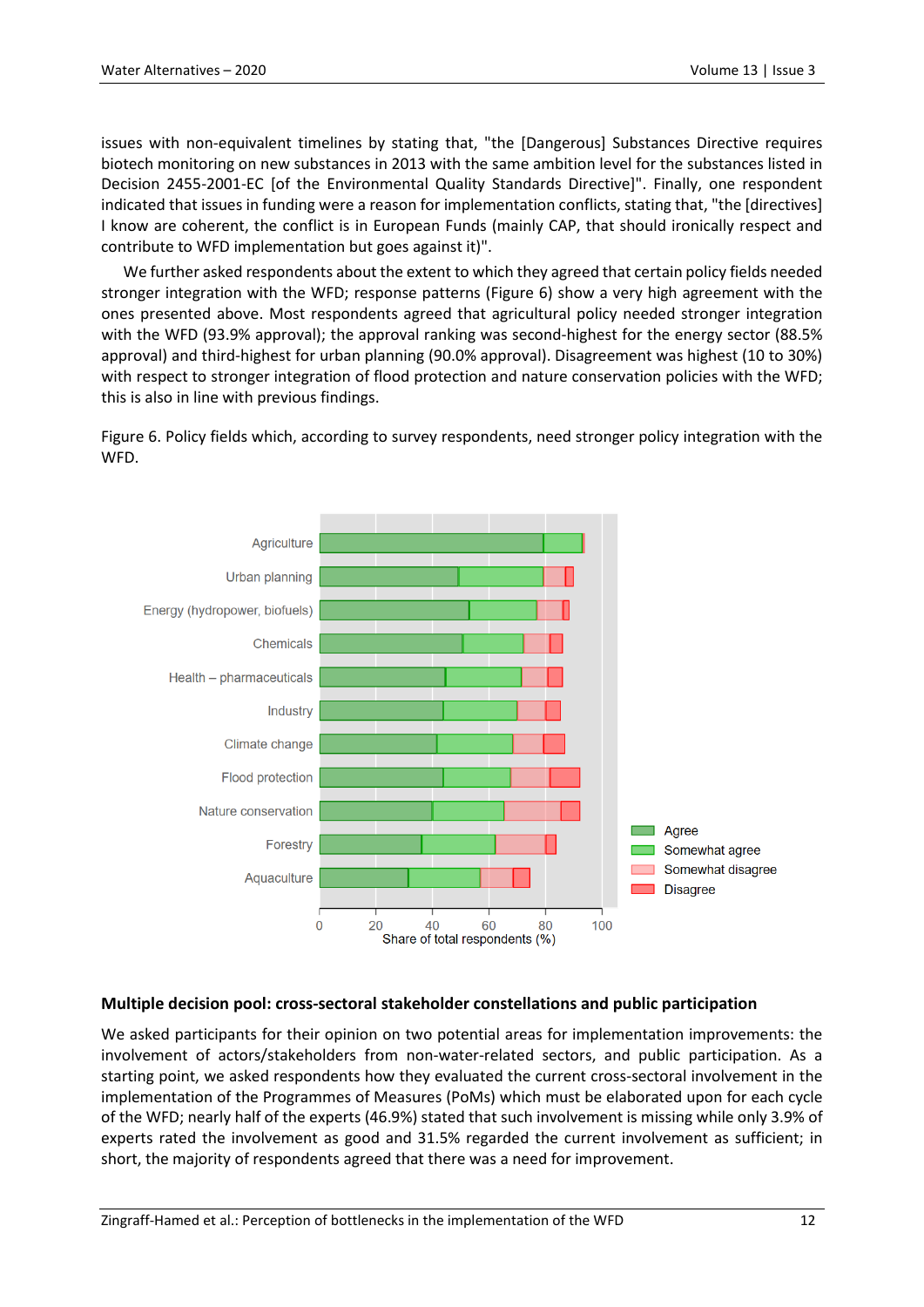issues with non-equivalent timelines by stating that, "the [Dangerous] Substances Directive requires biotech monitoring on new substances in 2013 with the same ambition level for the substances listed in Decision 2455-2001-EC [of the Environmental Quality Standards Directive]". Finally, one respondent indicated that issues in funding were a reason for implementation conflicts, stating that, "the [directives] I know are coherent, the conflict is in European Funds (mainly CAP, that should ironically respect and contribute to WFD implementation but goes against it)".

We further asked respondents about the extent to which they agreed that certain policy fields needed stronger integration with the WFD; response patterns (Figure 6) show a very high agreement with the ones presented above. Most respondents agreed that agricultural policy needed stronger integration with the WFD (93.9% approval); the approval ranking was second-highest for the energy sector (88.5% approval) and third-highest for urban planning (90.0% approval). Disagreement was highest (10 to 30%) with respect to stronger integration of flood protection and nature conservation policies with the WFD; this is also in line with previous findings.

Figure 6. Policy fields which, according to survey respondents, need stronger policy integration with the WFD.

### Multiple decision pool: cross-sectoral stakeholder constellations and public participation

We asked participants for their opinion on two potential areas for implementation improvements: the involvement of actors/stakeholders from non-water-related sectors, and public participation. As a starting point, we asked respondents how they evaluated the current cross-sectoral involvement in the implementation of the Programmes of Measures (PoMs) which must be elaborated upon for each cycle of the WFD; nearly half of the experts (46.9%) stated that such involvement is missing while only 3.9% of experts rated the involvement as good and 31.5% regarded the current involvement as sufficient; in short, the majority of respondents agreed that there was a need for improvement.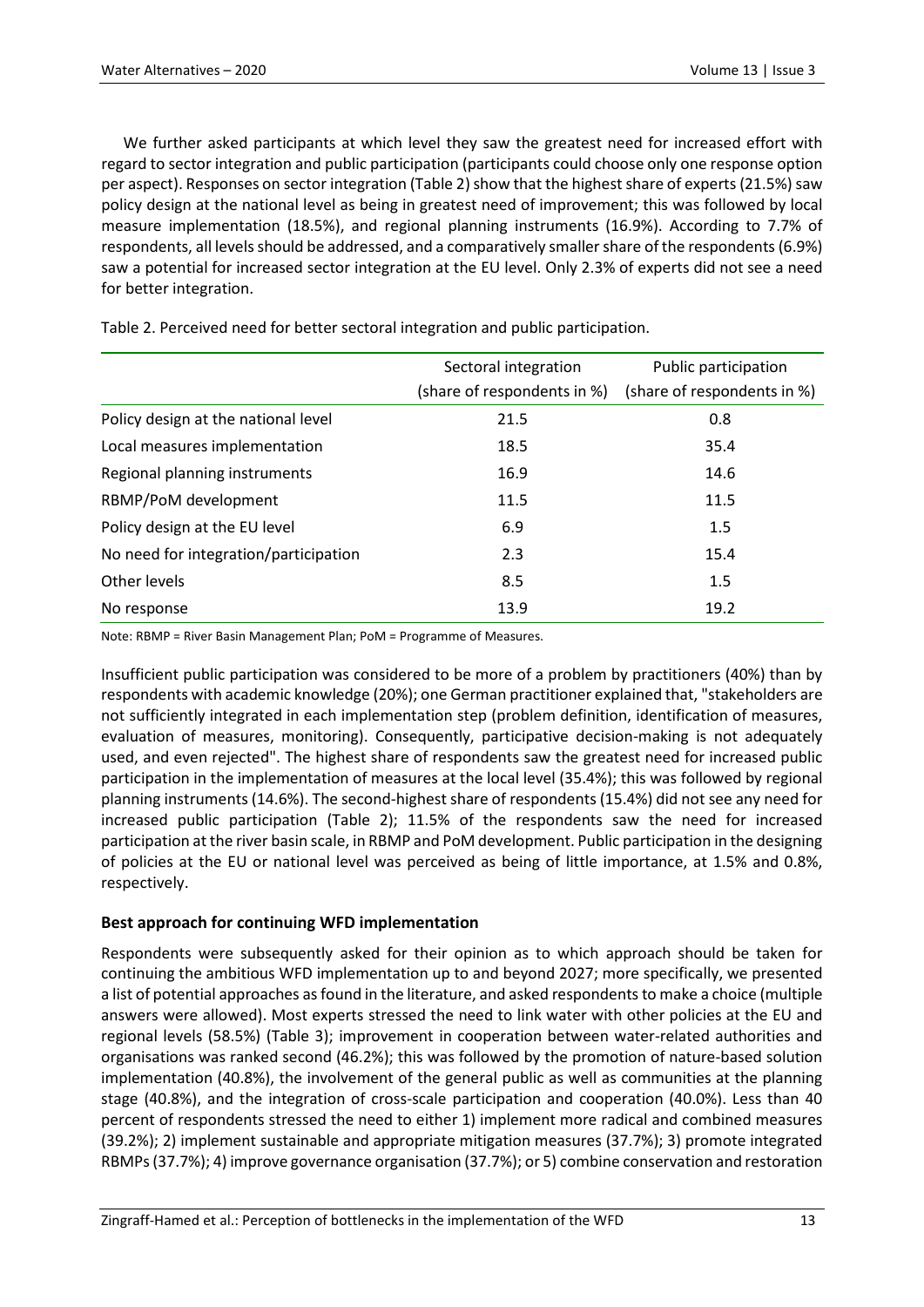We further asked participants at which level they saw the greatest need for increased effort with regard to sector integration and public participation (participants could choose only one response option per aspect). Responses on sector integration (Table 2) show that the highest share of experts (21.5%) saw policy design at the national level as being in greatest need of improvement; this was followed by local measure implementation (18.5%), and regional planning instruments (16.9%). According to 7.7% of respondents, all levels should be addressed, and a comparatively smaller share of the respondents (6.9%) saw a potential for increased sector integration at the EU level. Only 2.3% of experts did not see a need for better integration.

Table 2. Perceived need for better sectoral integration and public participation.

| | Sectoral integration (share of respondents in %) | Public participation (share of respondents in %) |
|---|---|---|
| Policy design at the national level | 21.5 | 0.8 |
| Local measures implementation | 18.5 | 35.4 |
| Regional planning instruments | 16.9 | 14.6 |
| RBMP/PoM development | 11.5 | 11.5 |
| Policy design at the EU level | 6.9 | 1.5 |
| No need for integration/participation | 2.3 | 15.4 |
| Other levels | 8.5 | 1.5 |
| No response | 13.9 | 19.2 |

Note: RBMP = River Basin Management Plan; PoM = Programme of Measures.

Insufficient public participation was considered to be more of a problem by practitioners (40%) than by respondents with academic knowledge (20%); one German practitioner explained that, "stakeholders are not sufficiently integrated in each implementation step (problem definition, identification of measures, evaluation of measures, monitoring). Consequently, participative decision-making is not adequately used, and even rejected". The highest share of respondents saw the greatest need for increased public participation in the implementation of measures at the local level (35.4%); this was followed by regional planning instruments (14.6%). The second-highest share of respondents (15.4%) did not see any need for increased public participation (Table 2); 11.5% of the respondents saw the need for increased participation at the river basin scale, in RBMP and PoM development. Public participation in the designing of policies at the EU or national level was perceived as being of little importance, at 1.5% and 0.8%, respectively.

**Best approach for continuing WFD implementation**

Respondents were subsequently asked for their opinion as to which approach should be taken for continuing the ambitious WFD implementation up to and beyond 2027; more specifically, we presented a list of potential approaches as found in the literature, and asked respondents to make a choice (multiple answers were allowed). Most experts stressed the need to link water with other policies at the EU and regional levels (58.5%) (Table 3); improvement in cooperation between water-related authorities and organisations was ranked second (46.2%); this was followed by the promotion of nature-based solution implementation (40.8%), the involvement of the general public as well as communities at the planning stage (40.8%), and the integration of cross-scale participation and cooperation (40.0%). Less than 40 percent of respondents stressed the need to either 1) implement more radical and combined measures (39.2%); 2) implement sustainable and appropriate mitigation measures (37.7%); 3) promote integrated RBMPs (37.7%); 4) improve governance organisation (37.7%); or 5) combine conservation and restoration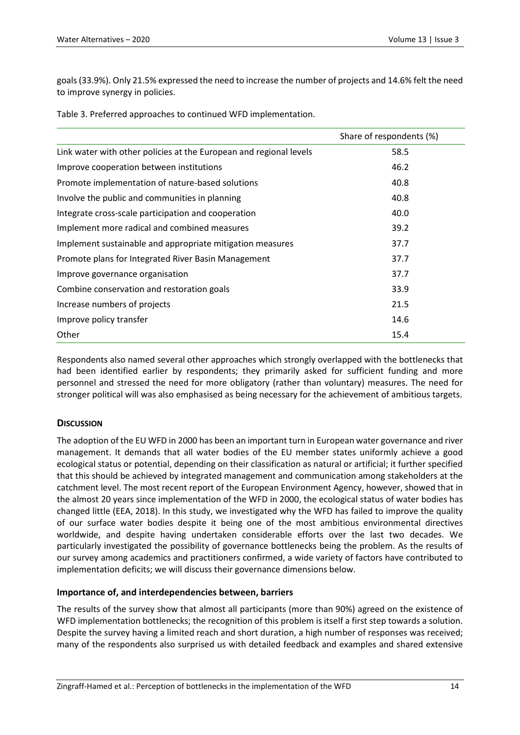goals (33.9%). Only 21.5% expressed the need to increase the number of projects and 14.6% felt the need to improve synergy in policies.

Table 3. Preferred approaches to continued WFD implementation.

| | Share of respondents (%) |
|---|---|
| Link water with other policies at the European and regional levels | 58.5 |
| Improve cooperation between institutions | 46.2 |
| Promote implementation of nature-based solutions | 40.8 |
| Involve the public and communities in planning | 40.8 |
| Integrate cross-scale participation and cooperation | 40.0 |
| Implement more radical and combined measures | 39.2 |
| Implement sustainable and appropriate mitigation measures | 37.7 |
| Promote plans for Integrated River Basin Management | 37.7 |
| Improve governance organisation | 37.7 |
| Combine conservation and restoration goals | 33.9 |
| Increase numbers of projects | 21.5 |
| Improve policy transfer | 14.6 |
| Other | 15.4 |

Respondents also named several other approaches which strongly overlapped with the bottlenecks that had been identified earlier by respondents; they primarily asked for sufficient funding and more personnel and stressed the need for more obligatory (rather than voluntary) measures. The need for stronger political will was also emphasised as being necessary for the achievement of ambitious targets.

## Discussion

The adoption of the EU WFD in 2000 has been an important turn in European water governance and river management. It demands that all water bodies of the EU member states uniformly achieve a good ecological status or potential, depending on their classification as natural or artificial; it further specified that this should be achieved by integrated management and communication among stakeholders at the catchment level. The most recent report of the European Environment Agency, however, showed that in the almost 20 years since implementation of the WFD in 2000, the ecological status of water bodies has changed little (EEA, 2018). In this study, we investigated why the WFD has failed to improve the quality of our surface water bodies despite it being one of the most ambitious environmental directives worldwide, and despite having undertaken considerable efforts over the last two decades. We particularly investigated the possibility of governance bottlenecks being the problem. As the results of our survey among academics and practitioners confirmed, a wide variety of factors have contributed to implementation deficits; we will discuss their governance dimensions below.

### Importance of, and interdependencies between, barriers

The results of the survey show that almost all participants (more than 90%) agreed on the existence of WFD implementation bottlenecks; the recognition of this problem is itself a first step towards a solution. Despite the survey having a limited reach and short duration, a high number of responses was received; many of the respondents also surprised us with detailed feedback and examples and shared extensive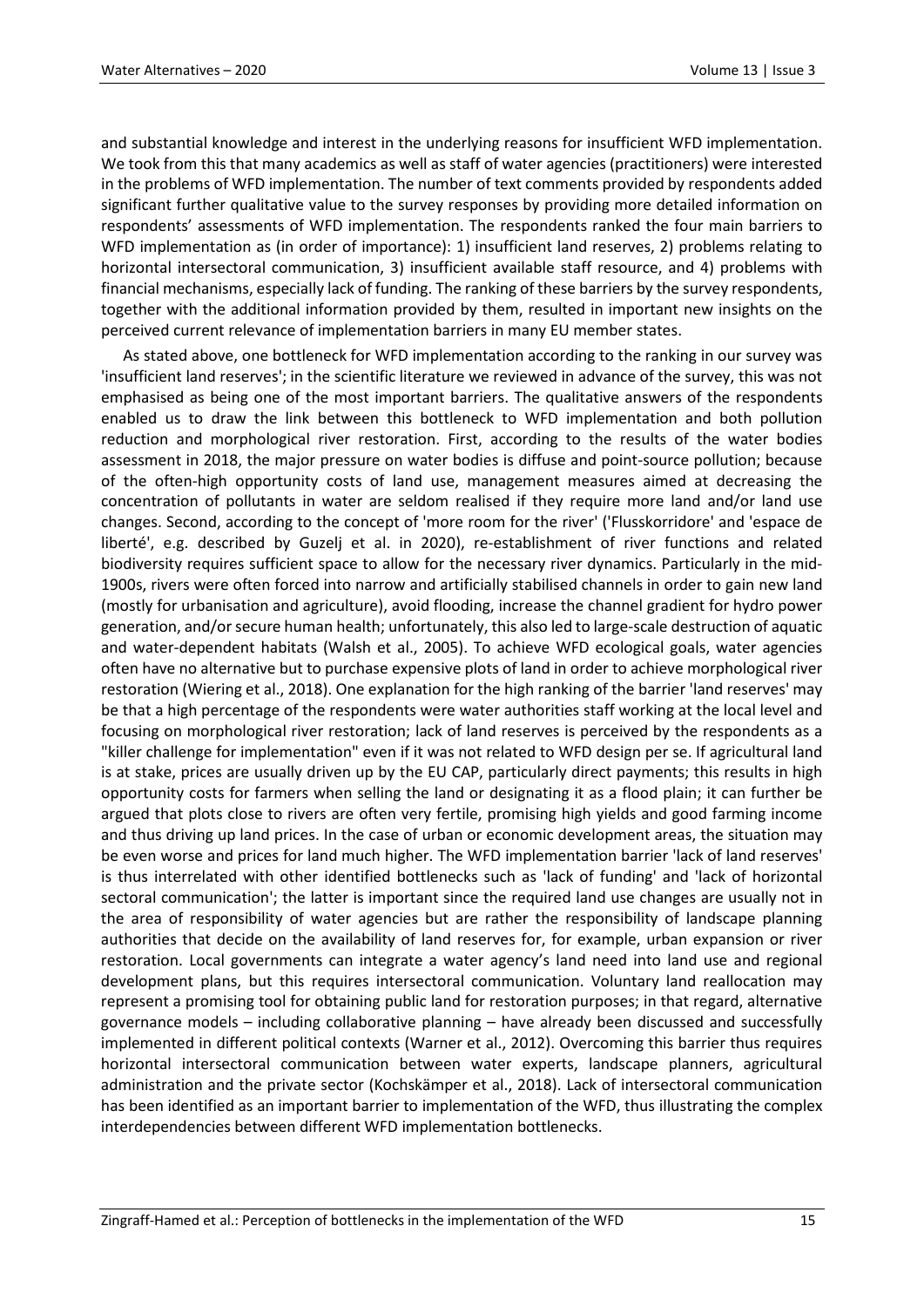and substantial knowledge and interest in the underlying reasons for insufficient WFD implementation. We took from this that many academics as well as staff of water agencies (practitioners) were interested in the problems of WFD implementation. The number of text comments provided by respondents added significant further qualitative value to the survey responses by providing more detailed information on respondents' assessments of WFD implementation. The respondents ranked the four main barriers to WFD implementation as (in order of importance): 1) insufficient land reserves, 2) problems relating to horizontal intersectoral communication, 3) insufficient available staff resource, and 4) problems with financial mechanisms, especially lack of funding. The ranking of these barriers by the survey respondents, together with the additional information provided by them, resulted in important new insights on the perceived current relevance of implementation barriers in many EU member states.

As stated above, one bottleneck for WFD implementation according to the ranking in our survey was 'insufficient land reserves'; in the scientific literature we reviewed in advance of the survey, this was not emphasised as being one of the most important barriers. The qualitative answers of the respondents enabled us to draw the link between this bottleneck to WFD implementation and both pollution reduction and morphological river restoration. First, according to the results of the water bodies assessment in 2018, the major pressure on water bodies is diffuse and point-source pollution; because of the often-high opportunity costs of land use, management measures aimed at decreasing the concentration of pollutants in water are seldom realised if they require more land and/or land use changes. Second, according to the concept of 'more room for the river' ('Flusskorridore' and 'espace de liberté', e.g. described by Guzelj et al. in 2020), re-establishment of river functions and related biodiversity requires sufficient space to allow for the necessary river dynamics. Particularly in the mid-1900s, rivers were often forced into narrow and artificially stabilised channels in order to gain new land (mostly for urbanisation and agriculture), avoid flooding, increase the channel gradient for hydro power generation, and/or secure human health; unfortunately, this also led to large-scale destruction of aquatic and water-dependent habitats (Walsh et al., 2005). To achieve WFD ecological goals, water agencies often have no alternative but to purchase expensive plots of land in order to achieve morphological river restoration (Wiering et al., 2018). One explanation for the high ranking of the barrier 'land reserves' may be that a high percentage of the respondents were water authorities staff working at the local level and focusing on morphological river restoration; lack of land reserves is perceived by the respondents as a "killer challenge for implementation" even if it was not related to WFD design per se. If agricultural land is at stake, prices are usually driven up by the EU CAP, particularly direct payments; this results in high opportunity costs for farmers when selling the land or designating it as a flood plain; it can further be argued that plots close to rivers are often very fertile, promising high yields and good farming income and thus driving up land prices. In the case of urban or economic development areas, the situation may be even worse and prices for land much higher. The WFD implementation barrier 'lack of land reserves' is thus interrelated with other identified bottlenecks such as 'lack of funding' and 'lack of horizontal sectoral communication'; the latter is important since the required land use changes are usually not in the area of responsibility of water agencies but are rather the responsibility of landscape planning authorities that decide on the availability of land reserves for, for example, urban expansion or river restoration. Local governments can integrate a water agency's land need into land use and regional development plans, but this requires intersectoral communication. Voluntary land reallocation may represent a promising tool for obtaining public land for restoration purposes; in that regard, alternative governance models – including collaborative planning – have already been discussed and successfully implemented in different political contexts (Warner et al., 2012). Overcoming this barrier thus requires horizontal intersectoral communication between water experts, landscape planners, agricultural administration and the private sector (Kochskämper et al., 2018). Lack of intersectoral communication has been identified as an important barrier to implementation of the WFD, thus illustrating the complex interdependencies between different WFD implementation bottlenecks.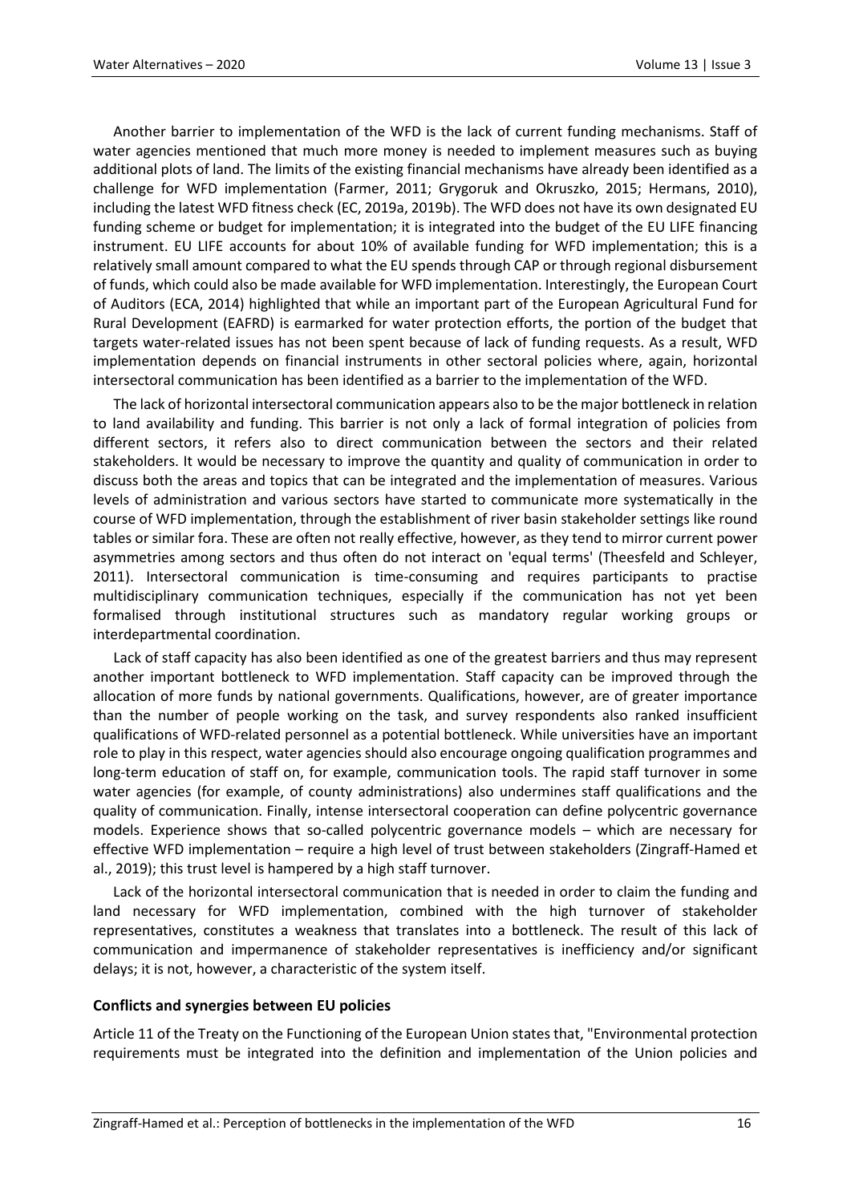Another barrier to implementation of the WFD is the lack of current funding mechanisms. Staff of water agencies mentioned that much more money is needed to implement measures such as buying additional plots of land. The limits of the existing financial mechanisms have already been identified as a challenge for WFD implementation (Farmer, 2011; Grygoruk and Okruszko, 2015; Hermans, 2010), including the latest WFD fitness check (EC, 2019a, 2019b). The WFD does not have its own designated EU funding scheme or budget for implementation; it is integrated into the budget of the EU LIFE financing instrument. EU LIFE accounts for about 10% of available funding for WFD implementation; this is a relatively small amount compared to what the EU spends through CAP or through regional disbursement of funds, which could also be made available for WFD implementation. Interestingly, the European Court of Auditors (ECA, 2014) highlighted that while an important part of the European Agricultural Fund for Rural Development (EAFRD) is earmarked for water protection efforts, the portion of the budget that targets water-related issues has not been spent because of lack of funding requests. As a result, WFD implementation depends on financial instruments in other sectoral policies where, again, horizontal intersectoral communication has been identified as a barrier to the implementation of the WFD.

The lack of horizontal intersectoral communication appears also to be the major bottleneck in relation to land availability and funding. This barrier is not only a lack of formal integration of policies from different sectors, it refers also to direct communication between the sectors and their related stakeholders. It would be necessary to improve the quantity and quality of communication in order to discuss both the areas and topics that can be integrated and the implementation of measures. Various levels of administration and various sectors have started to communicate more systematically in the course of WFD implementation, through the establishment of river basin stakeholder settings like round tables or similar fora. These are often not really effective, however, as they tend to mirror current power asymmetries among sectors and thus often do not interact on 'equal terms' (Theesfeld and Schleyer, 2011). Intersectoral communication is time-consuming and requires participants to practise multidisciplinary communication techniques, especially if the communication has not yet been formalised through institutional structures such as mandatory regular working groups or interdepartmental coordination.

Lack of staff capacity has also been identified as one of the greatest barriers and thus may represent another important bottleneck to WFD implementation. Staff capacity can be improved through the allocation of more funds by national governments. Qualifications, however, are of greater importance than the number of people working on the task, and survey respondents also ranked insufficient qualifications of WFD-related personnel as a potential bottleneck. While universities have an important role to play in this respect, water agencies should also encourage ongoing qualification programmes and long-term education of staff on, for example, communication tools. The rapid staff turnover in some water agencies (for example, of county administrations) also undermines staff qualifications and the quality of communication. Finally, intense intersectoral cooperation can define polycentric governance models. Experience shows that so-called polycentric governance models – which are necessary for effective WFD implementation – require a high level of trust between stakeholders (Zingraff-Hamed et al., 2019); this trust level is hampered by a high staff turnover.

Lack of the horizontal intersectoral communication that is needed in order to claim the funding and land necessary for WFD implementation, combined with the high turnover of stakeholder representatives, constitutes a weakness that translates into a bottleneck. The result of this lack of communication and impermanence of stakeholder representatives is inefficiency and/or significant delays; it is not, however, a characteristic of the system itself.

### Conflicts and synergies between EU policies

Article 11 of the Treaty on the Functioning of the European Union states that, "Environmental protection requirements must be integrated into the definition and implementation of the Union policies and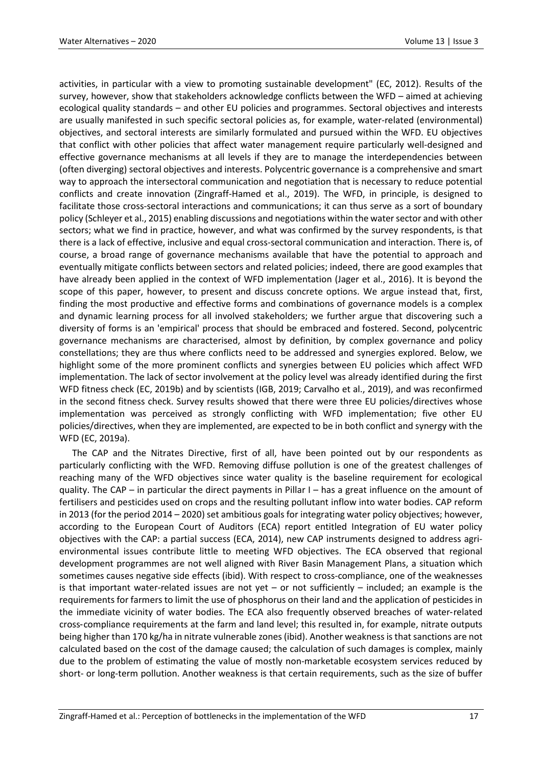activities, in particular with a view to promoting sustainable development" (EC, 2012). Results of the survey, however, show that stakeholders acknowledge conflicts between the WFD – aimed at achieving ecological quality standards – and other EU policies and programmes. Sectoral objectives and interests are usually manifested in such specific sectoral policies as, for example, water-related (environmental) objectives, and sectoral interests are similarly formulated and pursued within the WFD. EU objectives that conflict with other policies that affect water management require particularly well-designed and effective governance mechanisms at all levels if they are to manage the interdependencies between (often diverging) sectoral objectives and interests. Polycentric governance is a comprehensive and smart way to approach the intersectoral communication and negotiation that is necessary to reduce potential conflicts and create innovation (Zingraff-Hamed et al., 2019). The WFD, in principle, is designed to facilitate those cross-sectoral interactions and communications; it can thus serve as a sort of boundary policy (Schleyer et al., 2015) enabling discussions and negotiations within the water sector and with other sectors; what we find in practice, however, and what was confirmed by the survey respondents, is that there is a lack of effective, inclusive and equal cross-sectoral communication and interaction. There is, of course, a broad range of governance mechanisms available that have the potential to approach and eventually mitigate conflicts between sectors and related policies; indeed, there are good examples that have already been applied in the context of WFD implementation (Jager et al., 2016). It is beyond the scope of this paper, however, to present and discuss concrete options. We argue instead that, first, finding the most productive and effective forms and combinations of governance models is a complex and dynamic learning process for all involved stakeholders; we further argue that discovering such a diversity of forms is an 'empirical' process that should be embraced and fostered. Second, polycentric governance mechanisms are characterised, almost by definition, by complex governance and policy constellations; they are thus where conflicts need to be addressed and synergies explored. Below, we highlight some of the more prominent conflicts and synergies between EU policies which affect WFD implementation. The lack of sector involvement at the policy level was already identified during the first WFD fitness check (EC, 2019b) and by scientists (IGB, 2019; Carvalho et al., 2019), and was reconfirmed in the second fitness check. Survey results showed that there were three EU policies/directives whose implementation was perceived as strongly conflicting with WFD implementation; five other EU policies/directives, when they are implemented, are expected to be in both conflict and synergy with the WFD (EC, 2019a).

The CAP and the Nitrates Directive, first of all, have been pointed out by our respondents as particularly conflicting with the WFD. Removing diffuse pollution is one of the greatest challenges of reaching many of the WFD objectives since water quality is the baseline requirement for ecological quality. The CAP – in particular the direct payments in Pillar I – has a great influence on the amount of fertilisers and pesticides used on crops and the resulting pollutant inflow into water bodies. CAP reform in 2013 (for the period 2014 – 2020) set ambitious goals for integrating water policy objectives; however, according to the European Court of Auditors (ECA) report entitled Integration of EU water policy objectives with the CAP: a partial success (ECA, 2014), new CAP instruments designed to address agri-environmental issues contribute little to meeting WFD objectives. The ECA observed that regional development programmes are not well aligned with River Basin Management Plans, a situation which sometimes causes negative side effects (ibid). With respect to cross-compliance, one of the weaknesses is that important water-related issues are not yet – or not sufficiently – included; an example is the requirements for farmers to limit the use of phosphorus on their land and the application of pesticides in the immediate vicinity of water bodies. The ECA also frequently observed breaches of water-related cross-compliance requirements at the farm and land level; this resulted in, for example, nitrate outputs being higher than 170 kg/ha in nitrate vulnerable zones (ibid). Another weakness is that sanctions are not calculated based on the cost of the damage caused; the calculation of such damages is complex, mainly due to the problem of estimating the value of mostly non-marketable ecosystem services reduced by short- or long-term pollution. Another weakness is that certain requirements, such as the size of buffer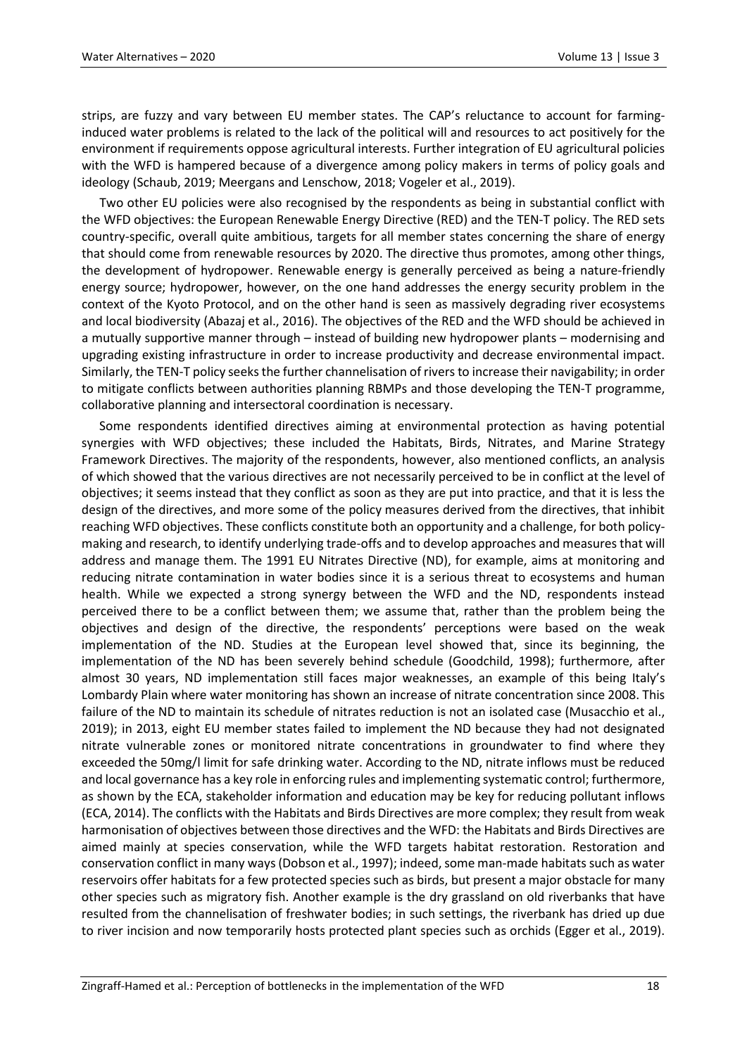strips, are fuzzy and vary between EU member states. The CAP's reluctance to account for farming-induced water problems is related to the lack of the political will and resources to act positively for the environment if requirements oppose agricultural interests. Further integration of EU agricultural policies with the WFD is hampered because of a divergence among policy makers in terms of policy goals and ideology (Schaub, 2019; Meergans and Lenschow, 2018; Vogeler et al., 2019).

Two other EU policies were also recognised by the respondents as being in substantial conflict with the WFD objectives: the European Renewable Energy Directive (RED) and the TEN-T policy. The RED sets country-specific, overall quite ambitious, targets for all member states concerning the share of energy that should come from renewable resources by 2020. The directive thus promotes, among other things, the development of hydropower. Renewable energy is generally perceived as being a nature-friendly energy source; hydropower, however, on the one hand addresses the energy security problem in the context of the Kyoto Protocol, and on the other hand is seen as massively degrading river ecosystems and local biodiversity (Abazaj et al., 2016). The objectives of the RED and the WFD should be achieved in a mutually supportive manner through – instead of building new hydropower plants – modernising and upgrading existing infrastructure in order to increase productivity and decrease environmental impact. Similarly, the TEN-T policy seeks the further channelisation of rivers to increase their navigability; in order to mitigate conflicts between authorities planning RBMPs and those developing the TEN-T programme, collaborative planning and intersectoral coordination is necessary.

Some respondents identified directives aiming at environmental protection as having potential synergies with WFD objectives; these included the Habitats, Birds, Nitrates, and Marine Strategy Framework Directives. The majority of the respondents, however, also mentioned conflicts, an analysis of which showed that the various directives are not necessarily perceived to be in conflict at the level of objectives; it seems instead that they conflict as soon as they are put into practice, and that it is less the design of the directives, and more some of the policy measures derived from the directives, that inhibit reaching WFD objectives. These conflicts constitute both an opportunity and a challenge, for both policy-making and research, to identify underlying trade-offs and to develop approaches and measures that will address and manage them. The 1991 EU Nitrates Directive (ND), for example, aims at monitoring and reducing nitrate contamination in water bodies since it is a serious threat to ecosystems and human health. While we expected a strong synergy between the WFD and the ND, respondents instead perceived there to be a conflict between them; we assume that, rather than the problem being the objectives and design of the directive, the respondents' perceptions were based on the weak implementation of the ND. Studies at the European level showed that, since its beginning, the implementation of the ND has been severely behind schedule (Goodchild, 1998); furthermore, after almost 30 years, ND implementation still faces major weaknesses, an example of this being Italy's Lombardy Plain where water monitoring has shown an increase of nitrate concentration since 2008. This failure of the ND to maintain its schedule of nitrates reduction is not an isolated case (Musacchio et al., 2019); in 2013, eight EU member states failed to implement the ND because they had not designated nitrate vulnerable zones or monitored nitrate concentrations in groundwater to find where they exceeded the 50mg/l limit for safe drinking water. According to the ND, nitrate inflows must be reduced and local governance has a key role in enforcing rules and implementing systematic control; furthermore, as shown by the ECA, stakeholder information and education may be key for reducing pollutant inflows (ECA, 2014). The conflicts with the Habitats and Birds Directives are more complex; they result from weak harmonisation of objectives between those directives and the WFD: the Habitats and Birds Directives are aimed mainly at species conservation, while the WFD targets habitat restoration. Restoration and conservation conflict in many ways (Dobson et al., 1997); indeed, some man-made habitats such as water reservoirs offer habitats for a few protected species such as birds, but present a major obstacle for many other species such as migratory fish. Another example is the dry grassland on old riverbanks that have resulted from the channelisation of freshwater bodies; in such settings, the riverbank has dried up due to river incision and now temporarily hosts protected plant species such as orchids (Egger et al., 2019).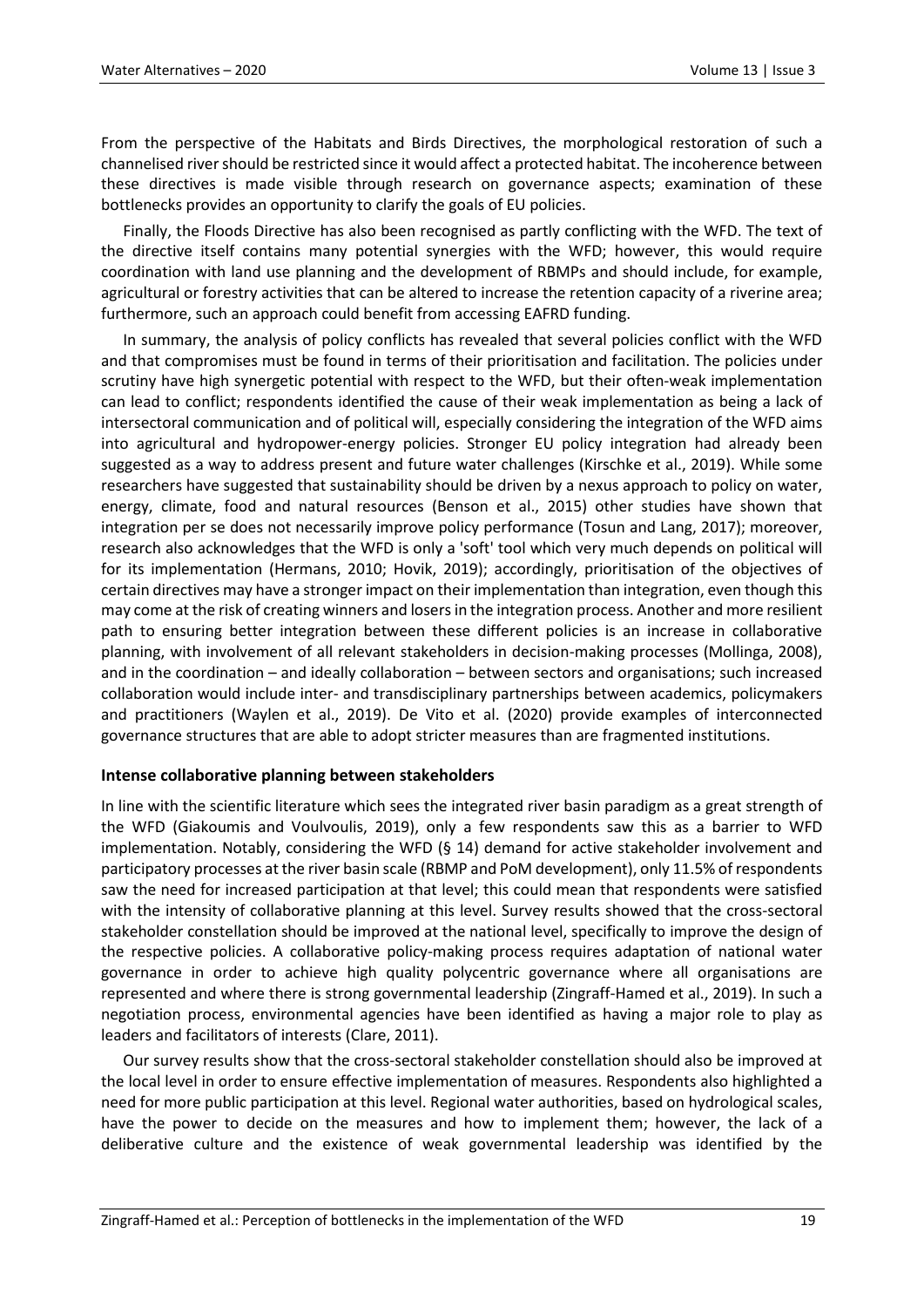From the perspective of the Habitats and Birds Directives, the morphological restoration of such a channelised river should be restricted since it would affect a protected habitat. The incoherence between these directives is made visible through research on governance aspects; examination of these bottlenecks provides an opportunity to clarify the goals of EU policies.

Finally, the Floods Directive has also been recognised as partly conflicting with the WFD. The text of the directive itself contains many potential synergies with the WFD; however, this would require coordination with land use planning and the development of RBMPs and should include, for example, agricultural or forestry activities that can be altered to increase the retention capacity of a riverine area; furthermore, such an approach could benefit from accessing EAFRD funding.

In summary, the analysis of policy conflicts has revealed that several policies conflict with the WFD and that compromises must be found in terms of their prioritisation and facilitation. The policies under scrutiny have high synergetic potential with respect to the WFD, but their often-weak implementation can lead to conflict; respondents identified the cause of their weak implementation as being a lack of intersectoral communication and of political will, especially considering the integration of the WFD aims into agricultural and hydropower-energy policies. Stronger EU policy integration had already been suggested as a way to address present and future water challenges (Kirschke et al., 2019). While some researchers have suggested that sustainability should be driven by a nexus approach to policy on water, energy, climate, food and natural resources (Benson et al., 2015) other studies have shown that integration per se does not necessarily improve policy performance (Tosun and Lang, 2017); moreover, research also acknowledges that the WFD is only a 'soft' tool which very much depends on political will for its implementation (Hermans, 2010; Hovik, 2019); accordingly, prioritisation of the objectives of certain directives may have a stronger impact on their implementation than integration, even though this may come at the risk of creating winners and losers in the integration process. Another and more resilient path to ensuring better integration between these different policies is an increase in collaborative planning, with involvement of all relevant stakeholders in decision-making processes (Mollinga, 2008), and in the coordination – and ideally collaboration – between sectors and organisations; such increased collaboration would include inter- and transdisciplinary partnerships between academics, policymakers and practitioners (Waylen et al., 2019). De Vito et al. (2020) provide examples of interconnected governance structures that are able to adopt stricter measures than are fragmented institutions.

### Intense collaborative planning between stakeholders

In line with the scientific literature which sees the integrated river basin paradigm as a great strength of the WFD (Giakoumis and Voulvoulis, 2019), only a few respondents saw this as a barrier to WFD implementation. Notably, considering the WFD (§ 14) demand for active stakeholder involvement and participatory processes at the river basin scale (RBMP and PoM development), only 11.5% of respondents saw the need for increased participation at that level; this could mean that respondents were satisfied with the intensity of collaborative planning at this level. Survey results showed that the cross-sectoral stakeholder constellation should be improved at the national level, specifically to improve the design of the respective policies. A collaborative policy-making process requires adaptation of national water governance in order to achieve high quality polycentric governance where all organisations are represented and where there is strong governmental leadership (Zingraff-Hamed et al., 2019). In such a negotiation process, environmental agencies have been identified as having a major role to play as leaders and facilitators of interests (Clare, 2011).

Our survey results show that the cross-sectoral stakeholder constellation should also be improved at the local level in order to ensure effective implementation of measures. Respondents also highlighted a need for more public participation at this level. Regional water authorities, based on hydrological scales, have the power to decide on the measures and how to implement them; however, the lack of a deliberative culture and the existence of weak governmental leadership was identified by the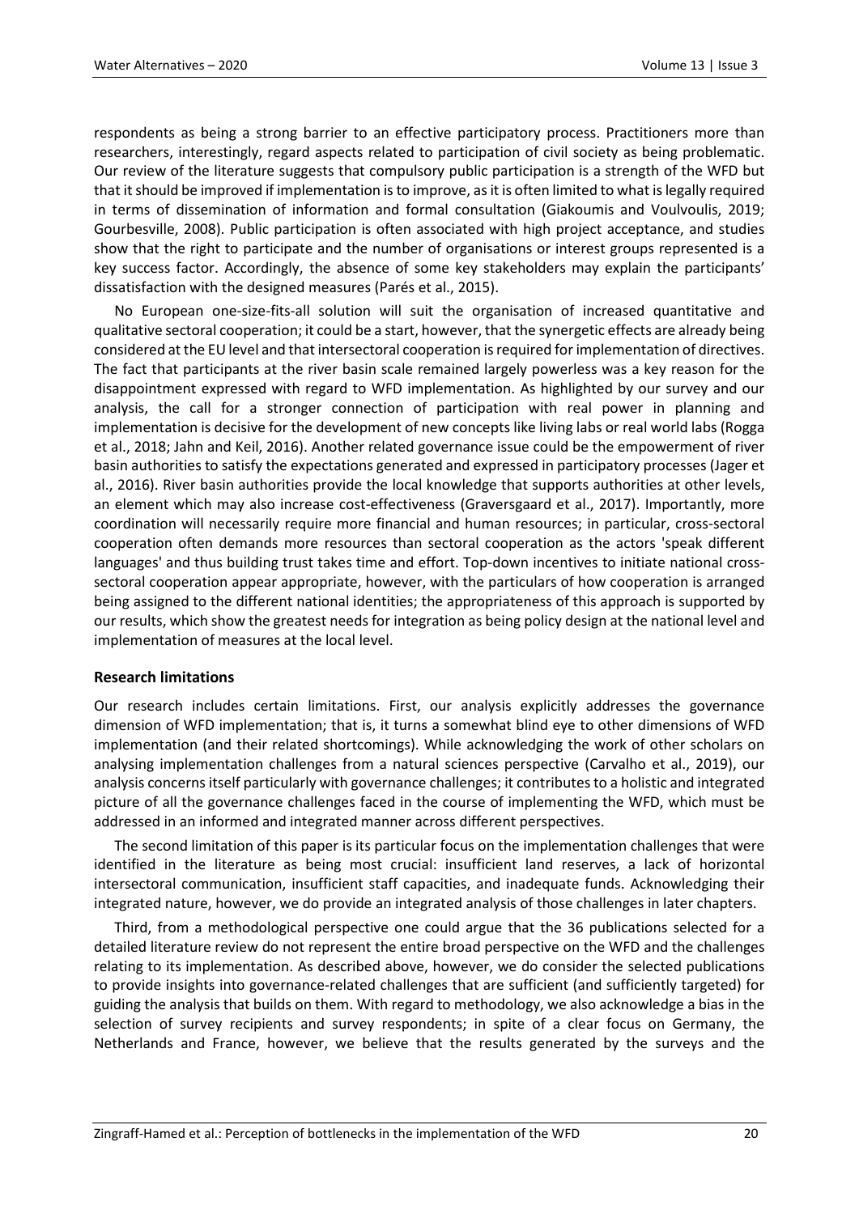respondents as being a strong barrier to an effective participatory process. Practitioners more than researchers, interestingly, regard aspects related to participation of civil society as being problematic. Our review of the literature suggests that compulsory public participation is a strength of the WFD but that it should be improved if implementation is to improve, as it is often limited to what is legally required in terms of dissemination of information and formal consultation (Giakoumis and Voulvoulis, 2019; Gourbesville, 2008). Public participation is often associated with high project acceptance, and studies show that the right to participate and the number of organisations or interest groups represented is a key success factor. Accordingly, the absence of some key stakeholders may explain the participants' dissatisfaction with the designed measures (Parés et al., 2015).

No European one-size-fits-all solution will suit the organisation of increased quantitative and qualitative sectoral cooperation; it could be a start, however, that the synergetic effects are already being considered at the EU level and that intersectoral cooperation is required for implementation of directives. The fact that participants at the river basin scale remained largely powerless was a key reason for the disappointment expressed with regard to WFD implementation. As highlighted by our survey and our analysis, the call for a stronger connection of participation with real power in planning and implementation is decisive for the development of new concepts like living labs or real world labs (Rogga et al., 2018; Jahn and Keil, 2016). Another related governance issue could be the empowerment of river basin authorities to satisfy the expectations generated and expressed in participatory processes (Jager et al., 2016). River basin authorities provide the local knowledge that supports authorities at other levels, an element which may also increase cost-effectiveness (Graversgaard et al., 2017). Importantly, more coordination will necessarily require more financial and human resources; in particular, cross-sectoral cooperation often demands more resources than sectoral cooperation as the actors 'speak different languages' and thus building trust takes time and effort. Top-down incentives to initiate national cross-sectoral cooperation appear appropriate, however, with the particulars of how cooperation is arranged being assigned to the different national identities; the appropriateness of this approach is supported by our results, which show the greatest needs for integration as being policy design at the national level and implementation of measures at the local level.

**Research limitations**

Our research includes certain limitations. First, our analysis explicitly addresses the governance dimension of WFD implementation; that is, it turns a somewhat blind eye to other dimensions of WFD implementation (and their related shortcomings). While acknowledging the work of other scholars on analysing implementation challenges from a natural sciences perspective (Carvalho et al., 2019), our analysis concerns itself particularly with governance challenges; it contributes to a holistic and integrated picture of all the governance challenges faced in the course of implementing the WFD, which must be addressed in an informed and integrated manner across different perspectives.

The second limitation of this paper is its particular focus on the implementation challenges that were identified in the literature as being most crucial: insufficient land reserves, a lack of horizontal intersectoral communication, insufficient staff capacities, and inadequate funds. Acknowledging their integrated nature, however, we do provide an integrated analysis of those challenges in later chapters.

Third, from a methodological perspective one could argue that the 36 publications selected for a detailed literature review do not represent the entire broad perspective on the WFD and the challenges relating to its implementation. As described above, however, we do consider the selected publications to provide insights into governance-related challenges that are sufficient (and sufficiently targeted) for guiding the analysis that builds on them. With regard to methodology, we also acknowledge a bias in the selection of survey recipients and survey respondents; in spite of a clear focus on Germany, the Netherlands and France, however, we believe that the results generated by the surveys and the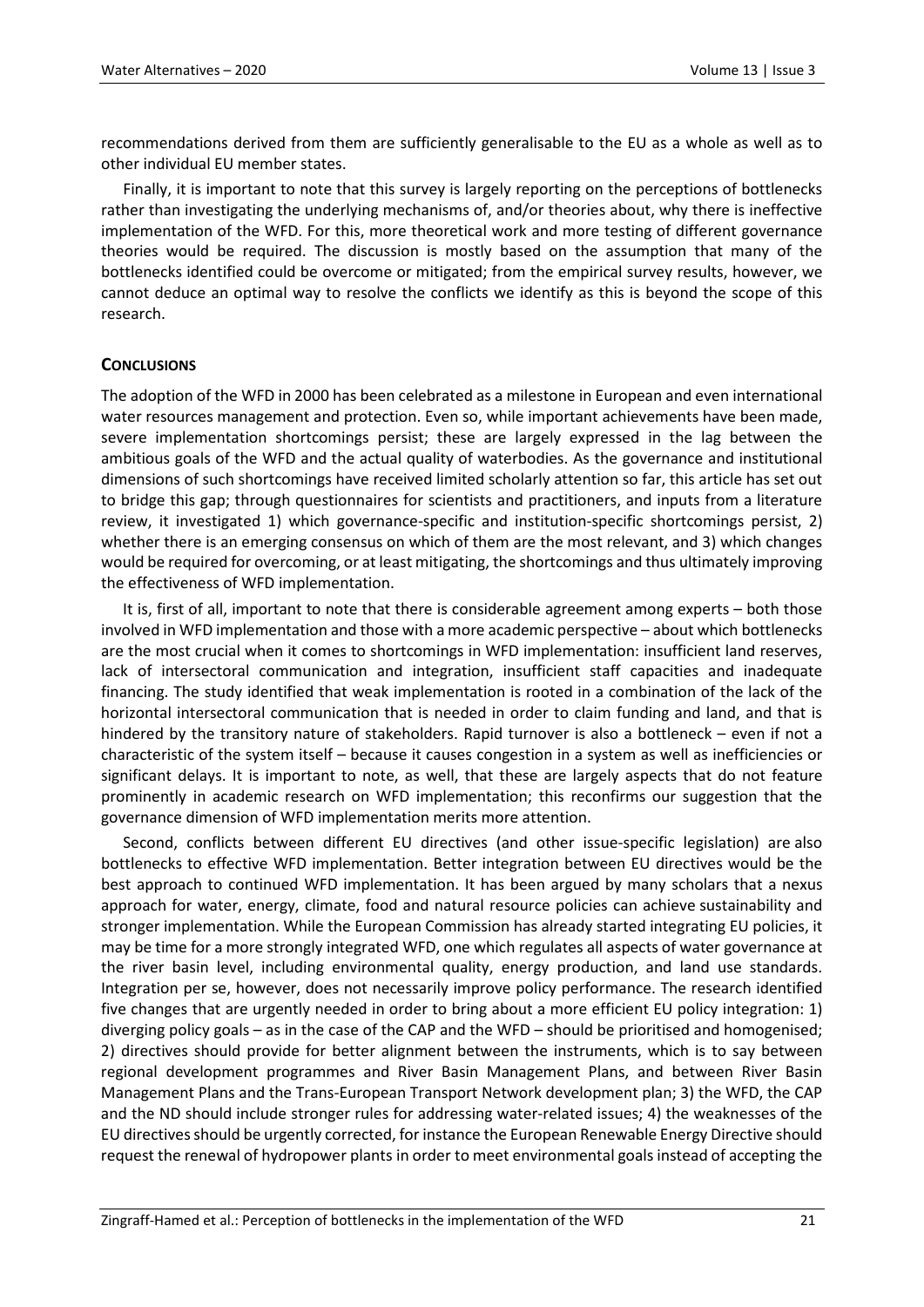recommendations derived from them are sufficiently generalisable to the EU as a whole as well as to other individual EU member states.

Finally, it is important to note that this survey is largely reporting on the perceptions of bottlenecks rather than investigating the underlying mechanisms of, and/or theories about, why there is ineffective implementation of the WFD. For this, more theoretical work and more testing of different governance theories would be required. The discussion is mostly based on the assumption that many of the bottlenecks identified could be overcome or mitigated; from the empirical survey results, however, we cannot deduce an optimal way to resolve the conflicts we identify as this is beyond the scope of this research.

## CONCLUSIONS

The adoption of the WFD in 2000 has been celebrated as a milestone in European and even international water resources management and protection. Even so, while important achievements have been made, severe implementation shortcomings persist; these are largely expressed in the lag between the ambitious goals of the WFD and the actual quality of waterbodies. As the governance and institutional dimensions of such shortcomings have received limited scholarly attention so far, this article has set out to bridge this gap; through questionnaires for scientists and practitioners, and inputs from a literature review, it investigated 1) which governance-specific and institution-specific shortcomings persist, 2) whether there is an emerging consensus on which of them are the most relevant, and 3) which changes would be required for overcoming, or at least mitigating, the shortcomings and thus ultimately improving the effectiveness of WFD implementation.

It is, first of all, important to note that there is considerable agreement among experts – both those involved in WFD implementation and those with a more academic perspective – about which bottlenecks are the most crucial when it comes to shortcomings in WFD implementation: insufficient land reserves, lack of intersectoral communication and integration, insufficient staff capacities and inadequate financing. The study identified that weak implementation is rooted in a combination of the lack of the horizontal intersectoral communication that is needed in order to claim funding and land, and that is hindered by the transitory nature of stakeholders. Rapid turnover is also a bottleneck – even if not a characteristic of the system itself – because it causes congestion in a system as well as inefficiencies or significant delays. It is important to note, as well, that these are largely aspects that do not feature prominently in academic research on WFD implementation; this reconfirms our suggestion that the governance dimension of WFD implementation merits more attention.

Second, conflicts between different EU directives (and other issue-specific legislation) are also bottlenecks to effective WFD implementation. Better integration between EU directives would be the best approach to continued WFD implementation. It has been argued by many scholars that a nexus approach for water, energy, climate, food and natural resource policies can achieve sustainability and stronger implementation. While the European Commission has already started integrating EU policies, it may be time for a more strongly integrated WFD, one which regulates all aspects of water governance at the river basin level, including environmental quality, energy production, and land use standards. Integration per se, however, does not necessarily improve policy performance. The research identified five changes that are urgently needed in order to bring about a more efficient EU policy integration: 1) diverging policy goals – as in the case of the CAP and the WFD – should be prioritised and homogenised; 2) directives should provide for better alignment between the instruments, which is to say between regional development programmes and River Basin Management Plans, and between River Basin Management Plans and the Trans-European Transport Network development plan; 3) the WFD, the CAP and the ND should include stronger rules for addressing water-related issues; 4) the weaknesses of the EU directives should be urgently corrected, for instance the European Renewable Energy Directive should request the renewal of hydropower plants in order to meet environmental goals instead of accepting the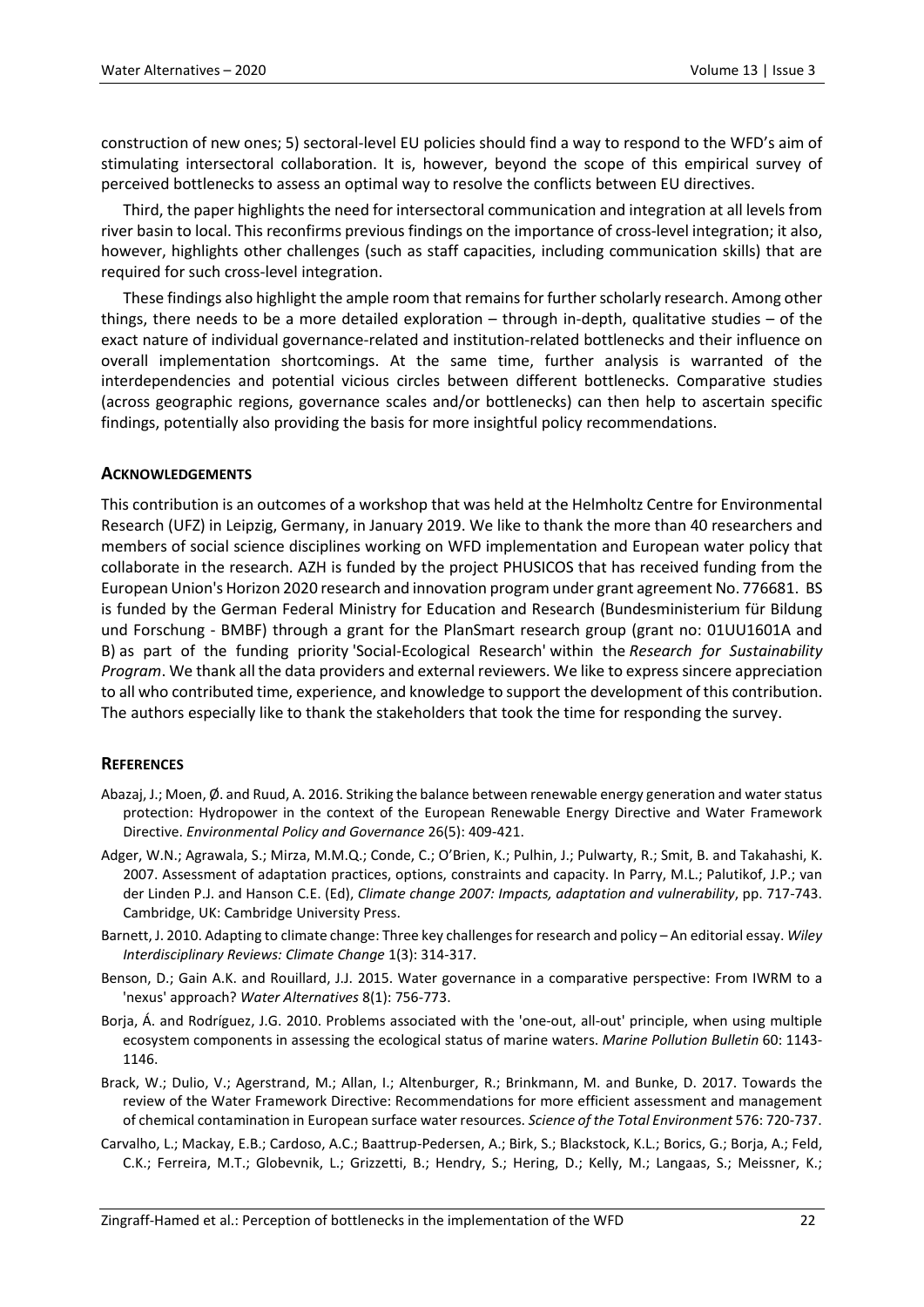construction of new ones; 5) sectoral-level EU policies should find a way to respond to the WFD's aim of stimulating intersectoral collaboration. It is, however, beyond the scope of this empirical survey of perceived bottlenecks to assess an optimal way to resolve the conflicts between EU directives.

Third, the paper highlights the need for intersectoral communication and integration at all levels from river basin to local. This reconfirms previous findings on the importance of cross-level integration; it also, however, highlights other challenges (such as staff capacities, including communication skills) that are required for such cross-level integration.

These findings also highlight the ample room that remains for further scholarly research. Among other things, there needs to be a more detailed exploration – through in-depth, qualitative studies – of the exact nature of individual governance-related and institution-related bottlenecks and their influence on overall implementation shortcomings. At the same time, further analysis is warranted of the interdependencies and potential vicious circles between different bottlenecks. Comparative studies (across geographic regions, governance scales and/or bottlenecks) can then help to ascertain specific findings, potentially also providing the basis for more insightful policy recommendations.

## ACKNOWLEDGEMENTS

This contribution is an outcomes of a workshop that was held at the Helmholtz Centre for Environmental Research (UFZ) in Leipzig, Germany, in January 2019. We like to thank the more than 40 researchers and members of social science disciplines working on WFD implementation and European water policy that collaborate in the research. AZH is funded by the project PHUSICOS that has received funding from the European Union's Horizon 2020 research and innovation program under grant agreement No. 776681. BS is funded by the German Federal Ministry for Education and Research (Bundesministerium für Bildung und Forschung - BMBF) through a grant for the PlanSmart research group (grant no: 01UU1601A and B) as part of the funding priority 'Social-Ecological Research' within the *Research for Sustainability Program*. We thank all the data providers and external reviewers. We like to express sincere appreciation to all who contributed time, experience, and knowledge to support the development of this contribution. The authors especially like to thank the stakeholders that took the time for responding the survey.

## REFERENCES

Abazaj, J.; Moen, Ø. and Ruud, A. 2016. Striking the balance between renewable energy generation and water status protection: Hydropower in the context of the European Renewable Energy Directive and Water Framework Directive. *Environmental Policy and Governance* 26(5): 409-421.

Adger, W.N.; Agrawala, S.; Mirza, M.M.Q.; Conde, C.; O'Brien, K.; Pulhin, J.; Pulwarty, R.; Smit, B. and Takahashi, K. 2007. Assessment of adaptation practices, options, constraints and capacity. In Parry, M.L.; Palutikof, J.P.; van der Linden P.J. and Hanson C.E. (Ed), *Climate change 2007: Impacts, adaptation and vulnerability*, pp. 717-743. Cambridge, UK: Cambridge University Press.

Barnett, J. 2010. Adapting to climate change: Three key challenges for research and policy – An editorial essay. *Wiley Interdisciplinary Reviews: Climate Change* 1(3): 314-317.

Benson, D.; Gain A.K. and Rouillard, J.J. 2015. Water governance in a comparative perspective: From IWRM to a 'nexus' approach? *Water Alternatives* 8(1): 756-773.

Borja, Á. and Rodríguez, J.G. 2010. Problems associated with the 'one-out, all-out' principle, when using multiple ecosystem components in assessing the ecological status of marine waters. *Marine Pollution Bulletin* 60: 1143-1146.

Brack, W.; Dulio, V.; Agerstrand, M.; Allan, I.; Altenburger, R.; Brinkmann, M. and Bunke, D. 2017. Towards the review of the Water Framework Directive: Recommendations for more efficient assessment and management of chemical contamination in European surface water resources. *Science of the Total Environment* 576: 720-737.

Carvalho, L.; Mackay, E.B.; Cardoso, A.C.; Baattrup-Pedersen, A.; Birk, S.; Blackstock, K.L.; Borics, G.; Borja, A.; Feld, C.K.; Ferreira, M.T.; Globevnik, L.; Grizzetti, B.; Hendry, S.; Hering, D.; Kelly, M.; Langaas, S.; Meissner, K.;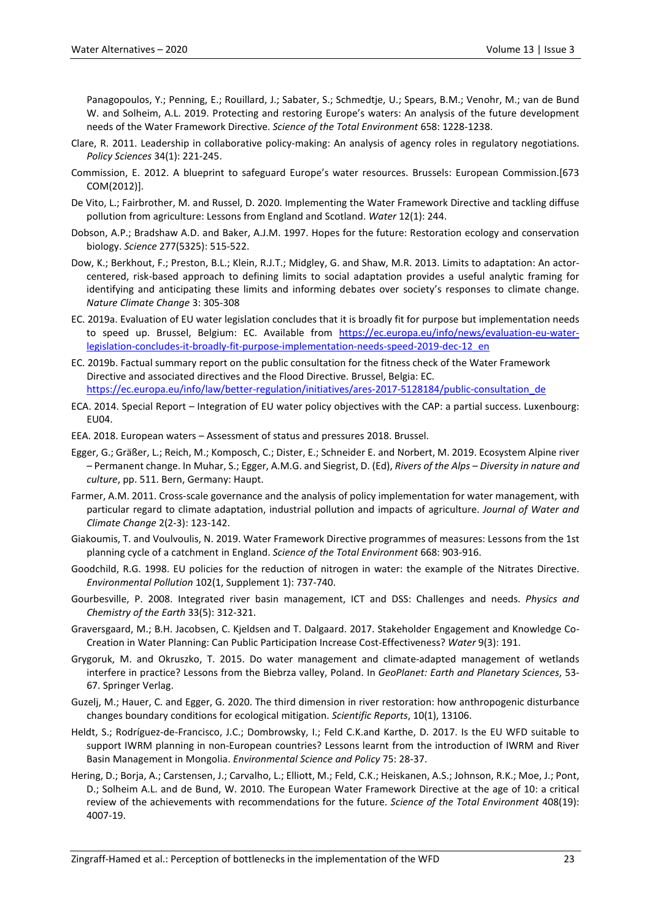Panagopoulos, Y.; Penning, E.; Rouillard, J.; Sabater, S.; Schmedtje, U.; Spears, B.M.; Venohr, M.; van de Bund W. and Solheim, A.L. 2019. Protecting and restoring Europe's waters: An analysis of the future development needs of the Water Framework Directive. *Science of the Total Environment* 658: 1228-1238.

Clare, R. 2011. Leadership in collaborative policy-making: An analysis of agency roles in regulatory negotiations. *Policy Sciences* 34(1): 221-245.

Commission, E. 2012. A blueprint to safeguard Europe's water resources. Brussels: European Commission.[673 COM(2012)].

De Vito, L.; Fairbrother, M. and Russel, D. 2020. Implementing the Water Framework Directive and tackling diffuse pollution from agriculture: Lessons from England and Scotland. *Water* 12(1): 244.

Dobson, A.P.; Bradshaw A.D. and Baker, A.J.M. 1997. Hopes for the future: Restoration ecology and conservation biology. *Science* 277(5325): 515-522.

Dow, K.; Berkhout, F.; Preston, B.L.; Klein, R.J.T.; Midgley, G. and Shaw, M.R. 2013. Limits to adaptation: An actor-centered, risk-based approach to defining limits to social adaptation provides a useful analytic framing for identifying and anticipating these limits and informing debates over society's responses to climate change. *Nature Climate Change* 3: 305-308

EC. 2019a. Evaluation of EU water legislation concludes that it is broadly fit for purpose but implementation needs to speed up. Brussel, Belgium: EC. Available from https://ec.europa.eu/info/news/evaluation-eu-water-legislation-concludes-it-broadly-fit-purpose-implementation-needs-speed-2019-dec-12_en

EC. 2019b. Factual summary report on the public consultation for the fitness check of the Water Framework Directive and associated directives and the Flood Directive. Brussel, Belgia: EC. https://ec.europa.eu/info/law/better-regulation/initiatives/ares-2017-5128184/public-consultation_de

ECA. 2014. Special Report – Integration of EU water policy objectives with the CAP: a partial success. Luxenbourg: EU04.

EEA. 2018. European waters – Assessment of status and pressures 2018. Brussel.

Egger, G.; Gräßer, L.; Reich, M.; Komposch, C.; Dister, E.; Schneider E. and Norbert, M. 2019. Ecosystem Alpine river – Permanent change. In Muhar, S.; Egger, A.M.G. and Siegrist, D. (Ed), *Rivers of the Alps – Diversity in nature and culture*, pp. 511. Bern, Germany: Haupt.

Farmer, A.M. 2011. Cross-scale governance and the analysis of policy implementation for water management, with particular regard to climate adaptation, industrial pollution and impacts of agriculture. *Journal of Water and Climate Change* 2(2-3): 123-142.

Giakoumis, T. and Voulvoulis, N. 2019. Water Framework Directive programmes of measures: Lessons from the 1st planning cycle of a catchment in England. *Science of the Total Environment* 668: 903-916.

Goodchild, R.G. 1998. EU policies for the reduction of nitrogen in water: the example of the Nitrates Directive. *Environmental Pollution* 102(1, Supplement 1): 737-740.

Gourbesville, P. 2008. Integrated river basin management, ICT and DSS: Challenges and needs. *Physics and Chemistry of the Earth* 33(5): 312-321.

Graversgaard, M.; B.H. Jacobsen, C. Kjeldsen and T. Dalgaard. 2017. Stakeholder Engagement and Knowledge Co-Creation in Water Planning: Can Public Participation Increase Cost-Effectiveness? *Water* 9(3): 191.

Grygoruk, M. and Okruszko, T. 2015. Do water management and climate-adapted management of wetlands interfere in practice? Lessons from the Biebrza valley, Poland. In *GeoPlanet: Earth and Planetary Sciences*, 53-67. Springer Verlag.

Guzelj, M.; Hauer, C. and Egger, G. 2020. The third dimension in river restoration: how anthropogenic disturbance changes boundary conditions for ecological mitigation. *Scientific Reports*, 10(1), 13106.

Heldt, S.; Rodríguez-de-Francisco, J.C.; Dombrowsky, I.; Feld C.K.and Karthe, D. 2017. Is the EU WFD suitable to support IWRM planning in non-European countries? Lessons learnt from the introduction of IWRM and River Basin Management in Mongolia. *Environmental Science and Policy* 75: 28-37.

Hering, D.; Borja, A.; Carstensen, J.; Carvalho, L.; Elliott, M.; Feld, C.K.; Heiskanen, A.S.; Johnson, R.K.; Moe, J.; Pont, D.; Solheim A.L. and de Bund, W. 2010. The European Water Framework Directive at the age of 10: a critical review of the achievements with recommendations for the future. *Science of the Total Environment* 408(19): 4007-19.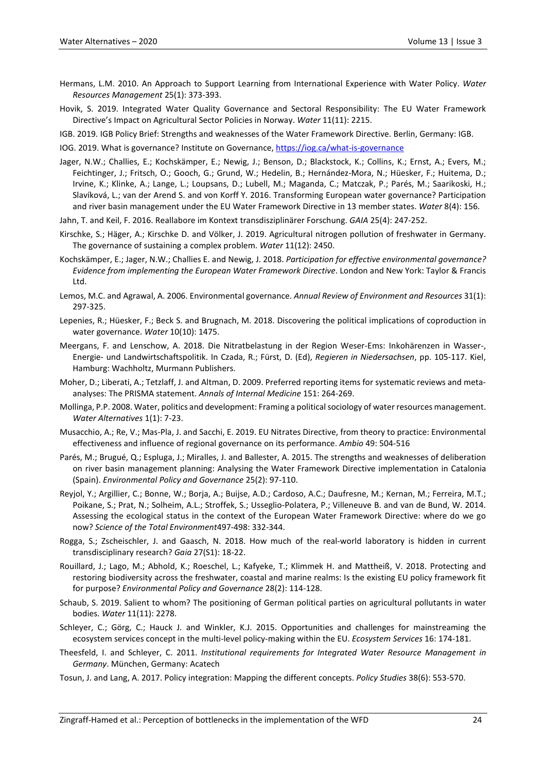Hermans, L.M. 2010. An Approach to Support Learning from International Experience with Water Policy. *Water Resources Management* 25(1): 373-393.

Hovik, S. 2019. Integrated Water Quality Governance and Sectoral Responsibility: The EU Water Framework Directive's Impact on Agricultural Sector Policies in Norway. *Water* 11(11): 2215.

IGB. 2019. IGB Policy Brief: Strengths and weaknesses of the Water Framework Directive. Berlin, Germany: IGB.

IOG. 2019. What is governance? Institute on Governance, https://iog.ca/what-is-governance

Jager, N.W.; Challies, E.; Kochskämper, E.; Newig, J.; Benson, D.; Blackstock, K.; Collins, K.; Ernst, A.; Evers, M.; Feichtinger, J.; Fritsch, O.; Gooch, G.; Grund, W.; Hedelin, B.; Hernández-Mora, N.; Hüesker, F.; Huitema, D.; Irvine, K.; Klinke, A.; Lange, L.; Loupsans, D.; Lubell, M.; Maganda, C.; Matczak, P.; Parés, M.; Saarikoski, H.; Slavíková, L.; van der Arend S. and von Korff Y. 2016. Transforming European water governance? Participation and river basin management under the EU Water Framework Directive in 13 member states. *Water* 8(4): 156.

Jahn, T. and Keil, F. 2016. Reallabore im Kontext transdisziplinärer Forschung. *GAIA* 25(4): 247-252.

Kirschke, S.; Häger, A.; Kirschke D. and Völker, J. 2019. Agricultural nitrogen pollution of freshwater in Germany. The governance of sustaining a complex problem. *Water* 11(12): 2450.

Kochskämper, E.; Jager, N.W.; Challies E. and Newig, J. 2018. *Participation for effective environmental governance? Evidence from implementing the European Water Framework Directive*. London and New York: Taylor & Francis Ltd.

Lemos, M.C. and Agrawal, A. 2006. Environmental governance. *Annual Review of Environment and Resources* 31(1): 297-325.

Lepenies, R.; Hüesker, F.; Beck S. and Brugnach, M. 2018. Discovering the political implications of coproduction in water governance. *Water* 10(10): 1475.

Meergans, F. and Lenschow, A. 2018. Die Nitratbelastung in der Region Weser-Ems: Inkohärenzen in Wasser-, Energie- und Landwirtschaftspolitik. In Czada, R.; Fürst, D. (Ed), *Regieren in Niedersachsen*, pp. 105-117. Kiel, Hamburg: Wachholtz, Murmann Publishers.

Moher, D.; Liberati, A.; Tetzlaff, J. and Altman, D. 2009. Preferred reporting items for systematic reviews and meta-analyses: The PRISMA statement. *Annals of Internal Medicine* 151: 264-269.

Mollinga, P.P. 2008. Water, politics and development: Framing a political sociology of water resources management. *Water Alternatives* 1(1): 7-23.

Musacchio, A.; Re, V.; Mas-Pla, J. and Sacchi, E. 2019. EU Nitrates Directive, from theory to practice: Environmental effectiveness and influence of regional governance on its performance. *Ambio* 49: 504-516

Parés, M.; Brugué, Q.; Espluga, J.; Miralles, J. and Ballester, A. 2015. The strengths and weaknesses of deliberation on river basin management planning: Analysing the Water Framework Directive implementation in Catalonia (Spain). *Environmental Policy and Governance* 25(2): 97-110.

Reyjol, Y.; Argillier, C.; Bonne, W.; Borja, A.; Buijse, A.D.; Cardoso, A.C.; Daufresne, M.; Kernan, M.; Ferreira, M.T.; Poikane, S.; Prat, N.; Solheim, A.L.; Stroffek, S.; Usseglio-Polatera, P.; Villeneuve B. and van de Bund, W. 2014. Assessing the ecological status in the context of the European Water Framework Directive: where do we go now? *Science of the Total Environment*497-498: 332-344.

Rogga, S.; Zscheischler, J. and Gaasch, N. 2018. How much of the real-world laboratory is hidden in current transdisciplinary research? *Gaia* 27(S1): 18-22.

Rouillard, J.; Lago, M.; Abhold, K.; Roeschel, L.; Kafyeke, T.; Klimmek H. and Mattheiß, V. 2018. Protecting and restoring biodiversity across the freshwater, coastal and marine realms: Is the existing EU policy framework fit for purpose? *Environmental Policy and Governance* 28(2): 114-128.

Schaub, S. 2019. Salient to whom? The positioning of German political parties on agricultural pollutants in water bodies. *Water* 11(11): 2278.

Schleyer, C.; Görg, C.; Hauck J. and Winkler, K.J. 2015. Opportunities and challenges for mainstreaming the ecosystem services concept in the multi-level policy-making within the EU. *Ecosystem Services* 16: 174-181.

Theesfeld, I. and Schleyer, C. 2011. *Institutional requirements for Integrated Water Resource Management in Germany*. München, Germany: Acatech

Tosun, J. and Lang, A. 2017. Policy integration: Mapping the different concepts. *Policy Studies* 38(6): 553-570.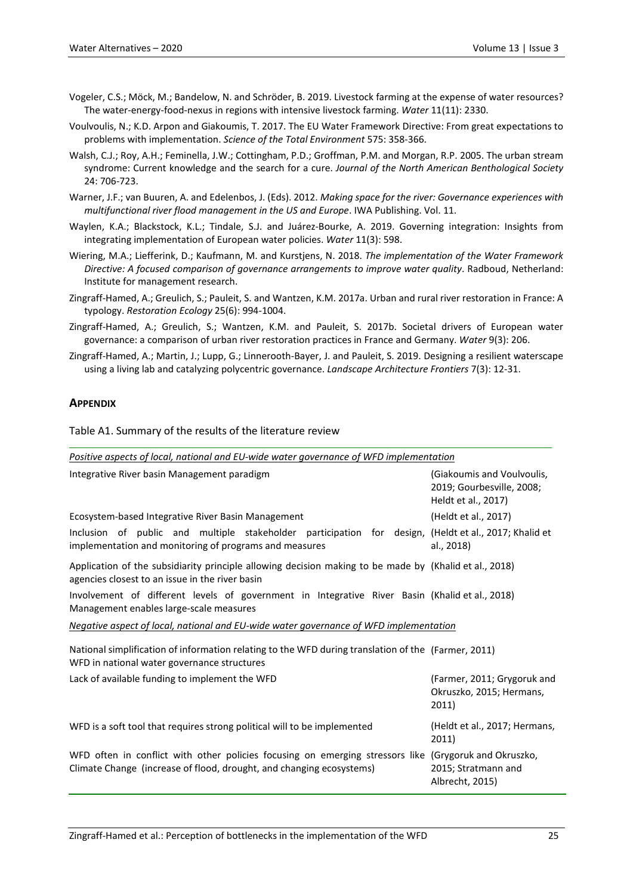Vogeler, C.S.; Möck, M.; Bandelow, N. and Schröder, B. 2019. Livestock farming at the expense of water resources? The water-energy-food-nexus in regions with intensive livestock farming. *Water* 11(11): 2330.

Voulvoulis, N.; K.D. Arpon and Giakoumis, T. 2017. The EU Water Framework Directive: From great expectations to problems with implementation. *Science of the Total Environment* 575: 358-366.

Walsh, C.J.; Roy, A.H.; Feminella, J.W.; Cottingham, P.D.; Groffman, P.M. and Morgan, R.P. 2005. The urban stream syndrome: Current knowledge and the search for a cure. *Journal of the North American Benthological Society* 24: 706-723.

Warner, J.F.; van Buuren, A. and Edelenbos, J. (Eds). 2012. *Making space for the river: Governance experiences with multifunctional river flood management in the US and Europe*. IWA Publishing. Vol. 11.

Waylen, K.A.; Blackstock, K.L.; Tindale, S.J. and Juárez-Bourke, A. 2019. Governing integration: Insights from integrating implementation of European water policies. *Water* 11(3): 598.

Wiering, M.A.; Liefferink, D.; Kaufmann, M. and Kurstjens, N. 2018. *The implementation of the Water Framework Directive: A focused comparison of governance arrangements to improve water quality*. Radboud, Netherland: Institute for management research.

Zingraff-Hamed, A.; Greulich, S.; Pauleit, S. and Wantzen, K.M. 2017a. Urban and rural river restoration in France: A typology. *Restoration Ecology* 25(6): 994-1004.

Zingraff-Hamed, A.; Greulich, S.; Wantzen, K.M. and Pauleit, S. 2017b. Societal drivers of European water governance: a comparison of urban river restoration practices in France and Germany. *Water* 9(3): 206.

Zingraff-Hamed, A.; Martin, J.; Lupp, G.; Linnerooth-Bayer, J. and Pauleit, S. 2019. Designing a resilient waterscape using a living lab and catalyzing polycentric governance. *Landscape Architecture Frontiers* 7(3): 12-31.

## APPENDIX

Table A1. Summary of the results of the literature review

| | |
|---|---|
| *Positive aspects of local, national and EU-wide water governance of WFD implementation* | |
| Integrative River basin Management paradigm | (Giakoumis and Voulvoulis, 2019; Gourbesville, 2008; Heldt et al., 2017) |
| Ecosystem-based Integrative River Basin Management | (Heldt et al., 2017) |
| Inclusion of public and multiple stakeholder participation for design, implementation and monitoring of programs and measures | (Heldt et al., 2017; Khalid et al., 2018) |
| Application of the subsidiarity principle allowing decision making to be made by agencies closest to an issue in the river basin | (Khalid et al., 2018) |
| Involvement of different levels of government in Integrative River Basin Management enables large-scale measures | (Khalid et al., 2018) |
| *Negative aspect of local, national and EU-wide water governance of WFD implementation* | |
| National simplification of information relating to the WFD during translation of the WFD in national water governance structures | (Farmer, 2011) |
| Lack of available funding to implement the WFD | (Farmer, 2011; Grygoruk and Okruszko, 2015; Hermans, 2011) |
| WFD is a soft tool that requires strong political will to be implemented | (Heldt et al., 2017; Hermans, 2011) |
| WFD often in conflict with other policies focusing on emerging stressors like Climate Change (increase of flood, drought, and changing ecosystems) | (Grygoruk and Okruszko, 2015; Stratmann and Albrecht, 2015) |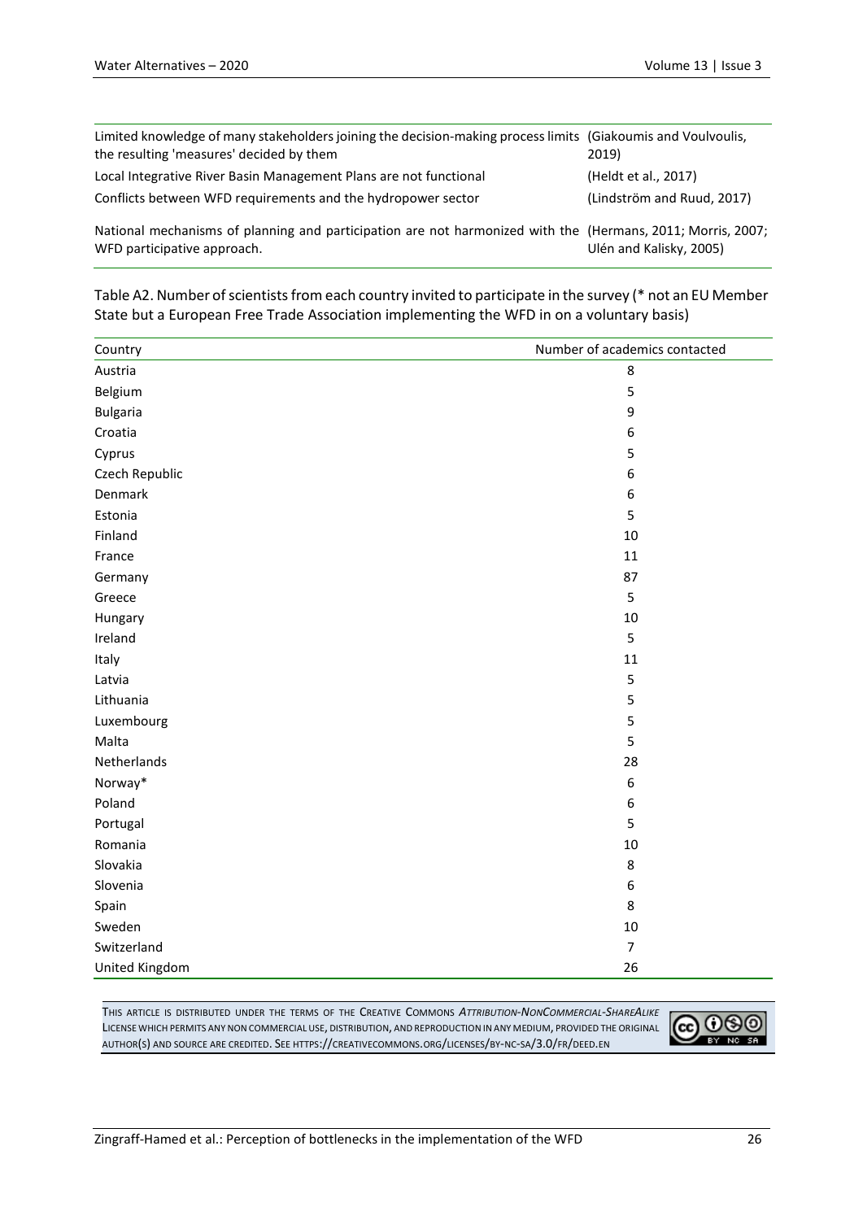| | |
|---|---|
| Limited knowledge of many stakeholders joining the decision-making process limits the resulting 'measures' decided by them | (Giakoumis and Voulvoulis, 2019) |
| Local Integrative River Basin Management Plans are not functional | (Heldt et al., 2017) |
| Conflicts between WFD requirements and the hydropower sector | (Lindström and Ruud, 2017) |
| National mechanisms of planning and participation are not harmonized with the WFD participative approach. | (Hermans, 2011; Morris, 2007; Ulén and Kalisky, 2005) |

Table A2. Number of scientists from each country invited to participate in the survey (* not an EU Member State but a European Free Trade Association implementing the WFD in on a voluntary basis)

| Country | Number of academics contacted |
|---|---|
| Austria | 8 |
| Belgium | 5 |
| Bulgaria | 9 |
| Croatia | 6 |
| Cyprus | 5 |
| Czech Republic | 6 |
| Denmark | 6 |
| Estonia | 5 |
| Finland | 10 |
| France | 11 |
| Germany | 87 |
| Greece | 5 |
| Hungary | 10 |
| Ireland | 5 |
| Italy | 11 |
| Latvia | 5 |
| Lithuania | 5 |
| Luxembourg | 5 |
| Malta | 5 |
| Netherlands | 28 |
| Norway* | 6 |
| Poland | 6 |
| Portugal | 5 |
| Romania | 10 |
| Slovakia | 8 |
| Slovenia | 6 |
| Spain | 8 |
| Sweden | 10 |
| Switzerland | 7 |
| United Kingdom | 26 |

THIS ARTICLE IS DISTRIBUTED UNDER THE TERMS OF THE CREATIVE COMMONS *ATTRIBUTION-NONCOMMERCIAL-SHAREALIKE* LICENSE WHICH PERMITS ANY NON COMMERCIAL USE, DISTRIBUTION, AND REPRODUCTION IN ANY MEDIUM, PROVIDED THE ORIGINAL AUTHOR(S) AND SOURCE ARE CREDITED. SEE HTTPS://CREATIVECOMMONS.ORG/LICENSES/BY-NC-SA/3.0/FR/DEED.EN